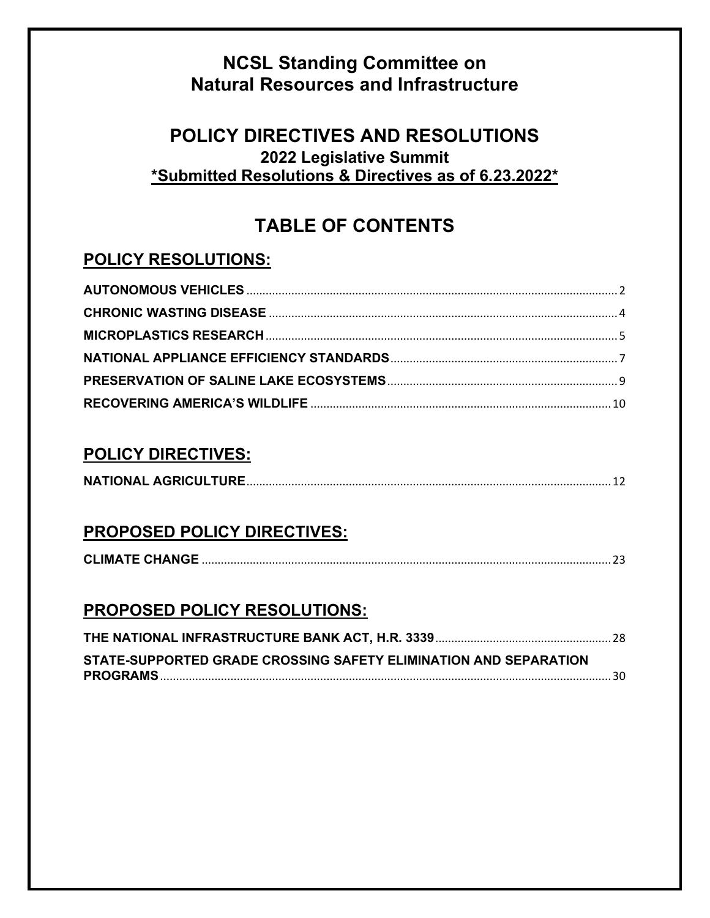# NCSL Standing Committee on Natural Resources and Infrastructure

## POLICY DIRECTIVES AND RESOLUTIONS

**2022 Legislative Summit**

**\*Submitted Resolutions & Directives as of 6.23.2022\***

## TABLE OF CONTENTS

### POLICY RESOLUTIONS:

**AUTONOMOUS VEHICLES** .......... 2

**CHRONIC WASTING DISEASE** .......... 4

**MICROPLASTICS RESEARCH** .......... 5

**NATIONAL APPLIANCE EFFICIENCY STANDARDS** .......... 7

**PRESERVATION OF SALINE LAKE ECOSYSTEMS** .......... 9

**RECOVERING AMERICA'S WILDLIFE** .......... 10

### POLICY DIRECTIVES:

**NATIONAL AGRICULTURE** .......... 12

### PROPOSED POLICY DIRECTIVES:

**CLIMATE CHANGE** .......... 23

### PROPOSED POLICY RESOLUTIONS:

**THE NATIONAL INFRASTRUCTURE BANK ACT, H.R. 3339** .......... 28

**STATE-SUPPORTED GRADE CROSSING SAFETY ELIMINATION AND SEPARATION PROGRAMS** .......... 30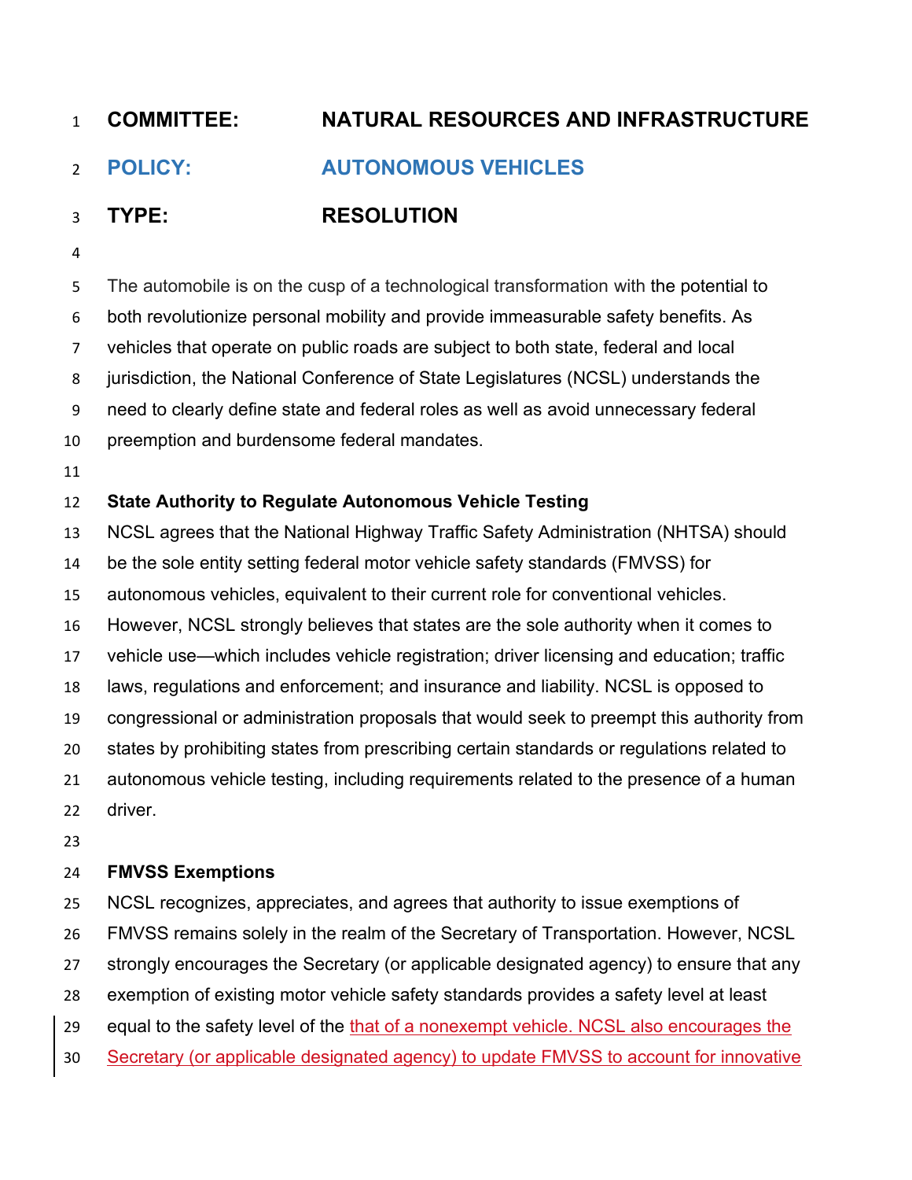**COMMITTEE:** NATURAL RESOURCES AND INFRASTRUCTURE

**POLICY:** AUTONOMOUS VEHICLES

**TYPE:** RESOLUTION

The automobile is on the cusp of a technological transformation with the potential to both revolutionize personal mobility and provide immeasurable safety benefits. As vehicles that operate on public roads are subject to both state, federal and local jurisdiction, the National Conference of State Legislatures (NCSL) understands the need to clearly define state and federal roles as well as avoid unnecessary federal preemption and burdensome federal mandates.

**State Authority to Regulate Autonomous Vehicle Testing**

NCSL agrees that the National Highway Traffic Safety Administration (NHTSA) should be the sole entity setting federal motor vehicle safety standards (FMVSS) for autonomous vehicles, equivalent to their current role for conventional vehicles. However, NCSL strongly believes that states are the sole authority when it comes to vehicle use—which includes vehicle registration; driver licensing and education; traffic laws, regulations and enforcement; and insurance and liability. NCSL is opposed to congressional or administration proposals that would seek to preempt this authority from states by prohibiting states from prescribing certain standards or regulations related to autonomous vehicle testing, including requirements related to the presence of a human driver.

**FMVSS Exemptions**

NCSL recognizes, appreciates, and agrees that authority to issue exemptions of FMVSS remains solely in the realm of the Secretary of Transportation. However, NCSL strongly encourages the Secretary (or applicable designated agency) to ensure that any exemption of existing motor vehicle safety standards provides a safety level at least equal to the safety level of the that of a nonexempt vehicle. NCSL also encourages the Secretary (or applicable designated agency) to update FMVSS to account for innovative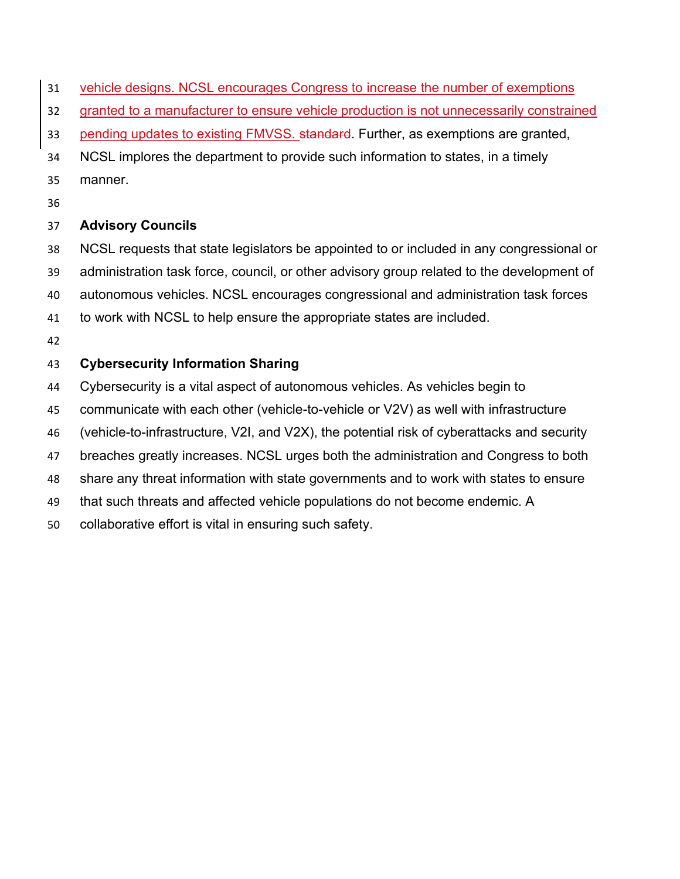vehicle designs. NCSL encourages Congress to increase the number of exemptions granted to a manufacturer to ensure vehicle production is not unnecessarily constrained pending updates to existing FMVSS. ~~standard~~. Further, as exemptions are granted, NCSL implores the department to provide such information to states, in a timely manner.

**Advisory Councils**

NCSL requests that state legislators be appointed to or included in any congressional or administration task force, council, or other advisory group related to the development of autonomous vehicles. NCSL encourages congressional and administration task forces to work with NCSL to help ensure the appropriate states are included.

**Cybersecurity Information Sharing**

Cybersecurity is a vital aspect of autonomous vehicles. As vehicles begin to communicate with each other (vehicle-to-vehicle or V2V) as well with infrastructure (vehicle-to-infrastructure, V2I, and V2X), the potential risk of cyberattacks and security breaches greatly increases. NCSL urges both the administration and Congress to both share any threat information with state governments and to work with states to ensure that such threats and affected vehicle populations do not become endemic. A collaborative effort is vital in ensuring such safety.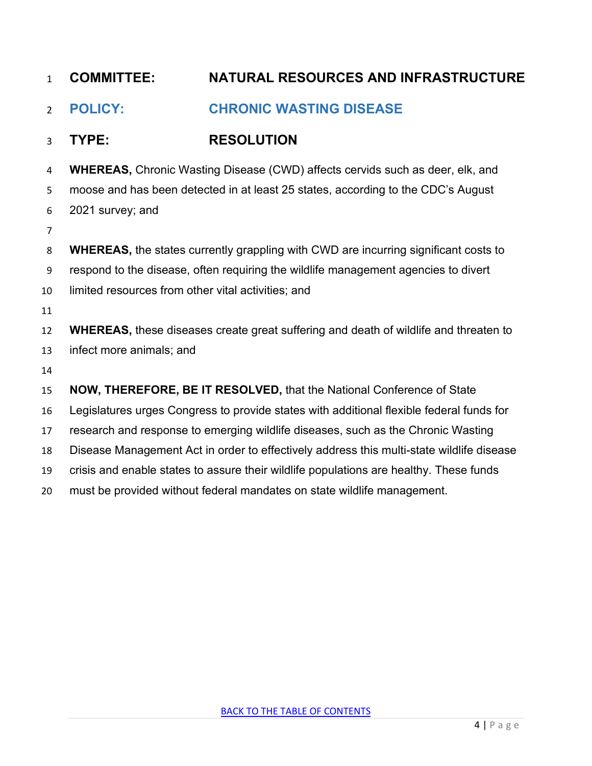**COMMITTEE:** **NATURAL RESOURCES AND INFRASTRUCTURE**

**POLICY:** **CHRONIC WASTING DISEASE**

**TYPE:** **RESOLUTION**

**WHEREAS,** Chronic Wasting Disease (CWD) affects cervids such as deer, elk, and moose and has been detected in at least 25 states, according to the CDC's August 2021 survey; and

**WHEREAS,** the states currently grappling with CWD are incurring significant costs to respond to the disease, often requiring the wildlife management agencies to divert limited resources from other vital activities; and

**WHEREAS,** these diseases create great suffering and death of wildlife and threaten to infect more animals; and

**NOW, THEREFORE, BE IT RESOLVED,** that the National Conference of State Legislatures urges Congress to provide states with additional flexible federal funds for research and response to emerging wildlife diseases, such as the Chronic Wasting Disease Management Act in order to effectively address this multi-state wildlife disease crisis and enable states to assure their wildlife populations are healthy. These funds must be provided without federal mandates on state wildlife management.

BACK TO THE TABLE OF CONTENTS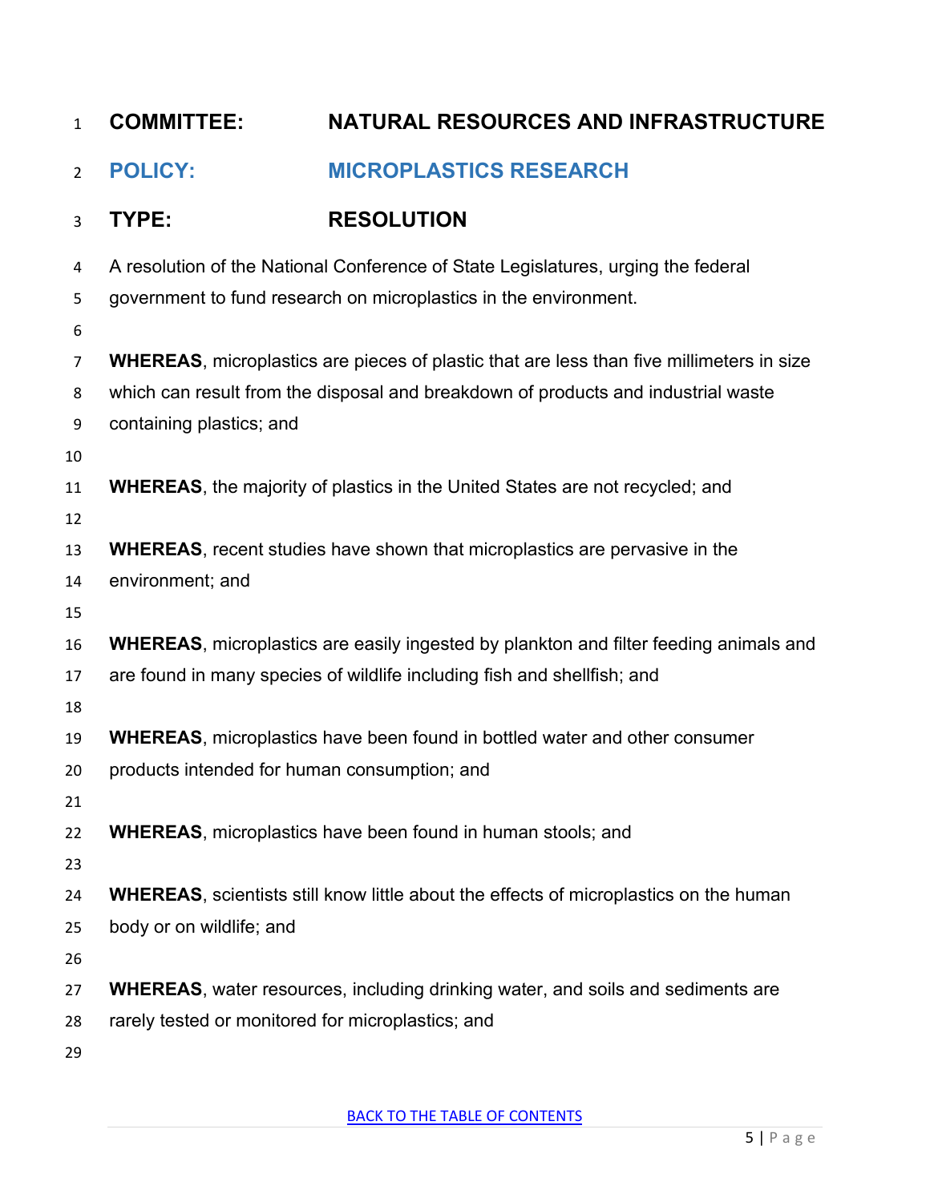**COMMITTEE:** **NATURAL RESOURCES AND INFRASTRUCTURE**

## POLICY: MICROPLASTICS RESEARCH

**TYPE:** **RESOLUTION**

A resolution of the National Conference of State Legislatures, urging the federal government to fund research on microplastics in the environment.

**WHEREAS**, microplastics are pieces of plastic that are less than five millimeters in size which can result from the disposal and breakdown of products and industrial waste containing plastics; and

**WHEREAS**, the majority of plastics in the United States are not recycled; and

**WHEREAS**, recent studies have shown that microplastics are pervasive in the environment; and

**WHEREAS**, microplastics are easily ingested by plankton and filter feeding animals and are found in many species of wildlife including fish and shellfish; and

**WHEREAS**, microplastics have been found in bottled water and other consumer products intended for human consumption; and

**WHEREAS**, microplastics have been found in human stools; and

**WHEREAS**, scientists still know little about the effects of microplastics on the human body or on wildlife; and

**WHEREAS**, water resources, including drinking water, and soils and sediments are rarely tested or monitored for microplastics; and

BACK TO THE TABLE OF CONTENTS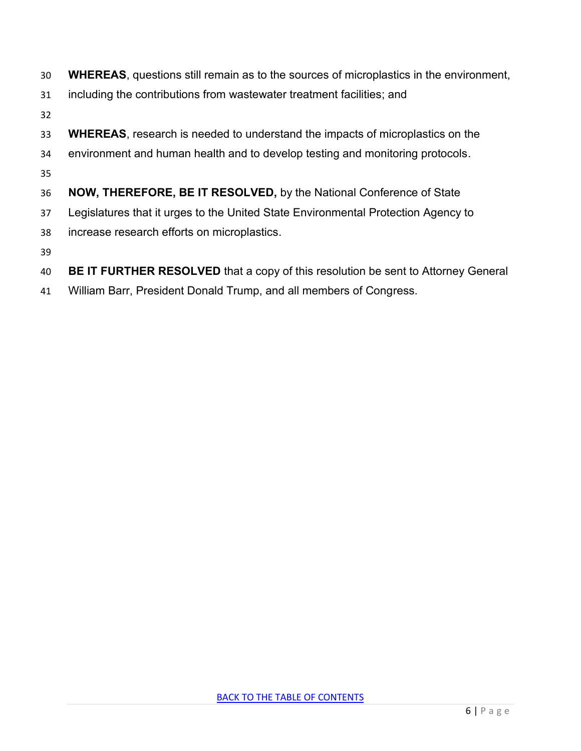**WHEREAS**, questions still remain as to the sources of microplastics in the environment, including the contributions from wastewater treatment facilities; and

**WHEREAS**, research is needed to understand the impacts of microplastics on the environment and human health and to develop testing and monitoring protocols.

**NOW, THEREFORE, BE IT RESOLVED,** by the National Conference of State Legislatures that it urges to the United State Environmental Protection Agency to increase research efforts on microplastics.

**BE IT FURTHER RESOLVED** that a copy of this resolution be sent to Attorney General William Barr, President Donald Trump, and all members of Congress.

BACK TO THE TABLE OF CONTENTS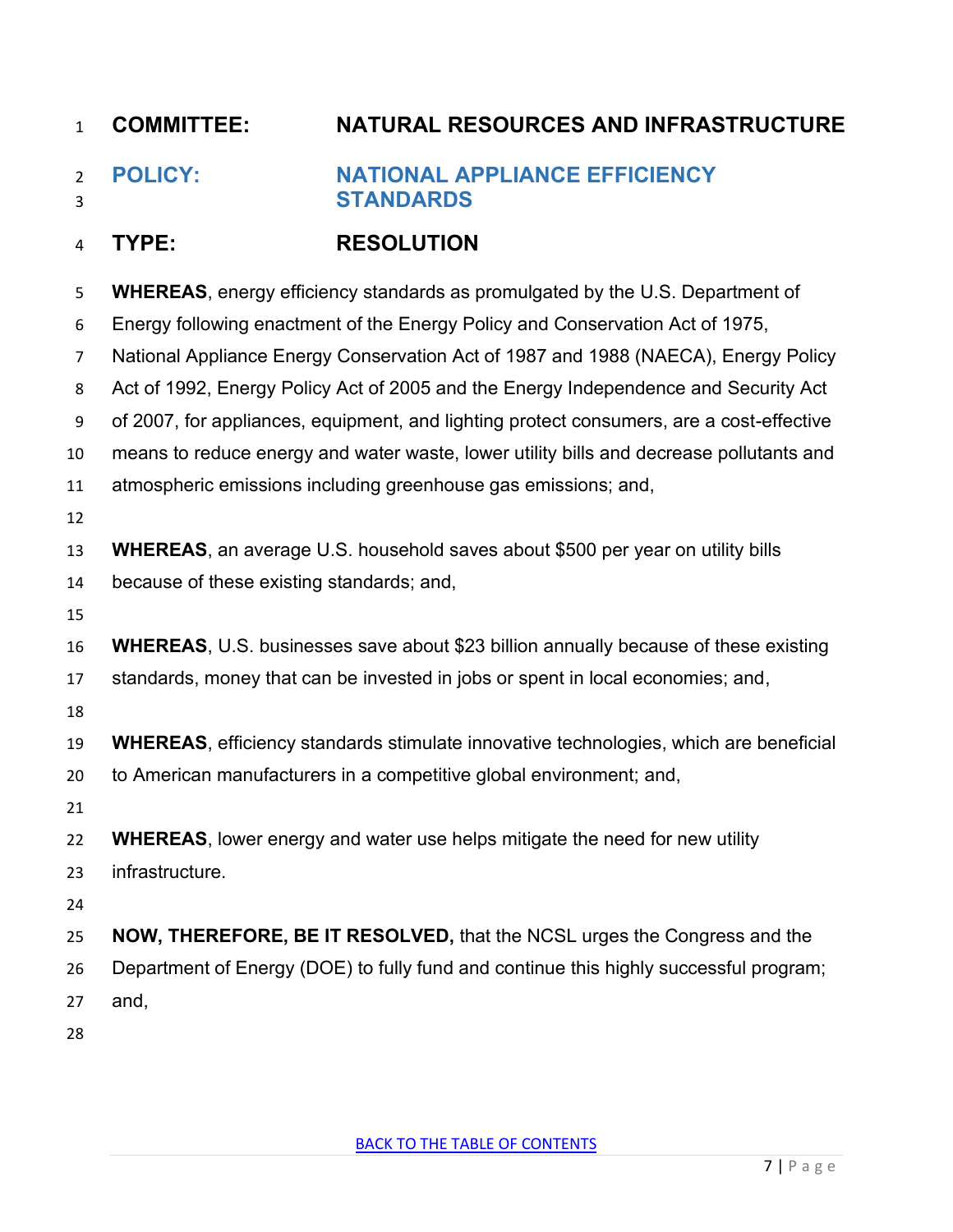**COMMITTEE:** **NATURAL RESOURCES AND INFRASTRUCTURE**

## POLICY: NATIONAL APPLIANCE EFFICIENCY STANDARDS

**TYPE:** **RESOLUTION**

**WHEREAS**, energy efficiency standards as promulgated by the U.S. Department of Energy following enactment of the Energy Policy and Conservation Act of 1975, National Appliance Energy Conservation Act of 1987 and 1988 (NAECA), Energy Policy Act of 1992, Energy Policy Act of 2005 and the Energy Independence and Security Act of 2007, for appliances, equipment, and lighting protect consumers, are a cost-effective means to reduce energy and water waste, lower utility bills and decrease pollutants and atmospheric emissions including greenhouse gas emissions; and,

**WHEREAS**, an average U.S. household saves about $500 per year on utility bills because of these existing standards; and,

**WHEREAS**, U.S. businesses save about $23 billion annually because of these existing standards, money that can be invested in jobs or spent in local economies; and,

**WHEREAS**, efficiency standards stimulate innovative technologies, which are beneficial to American manufacturers in a competitive global environment; and,

**WHEREAS**, lower energy and water use helps mitigate the need for new utility infrastructure.

**NOW, THEREFORE, BE IT RESOLVED,** that the NCSL urges the Congress and the Department of Energy (DOE) to fully fund and continue this highly successful program; and,

BACK TO THE TABLE OF CONTENTS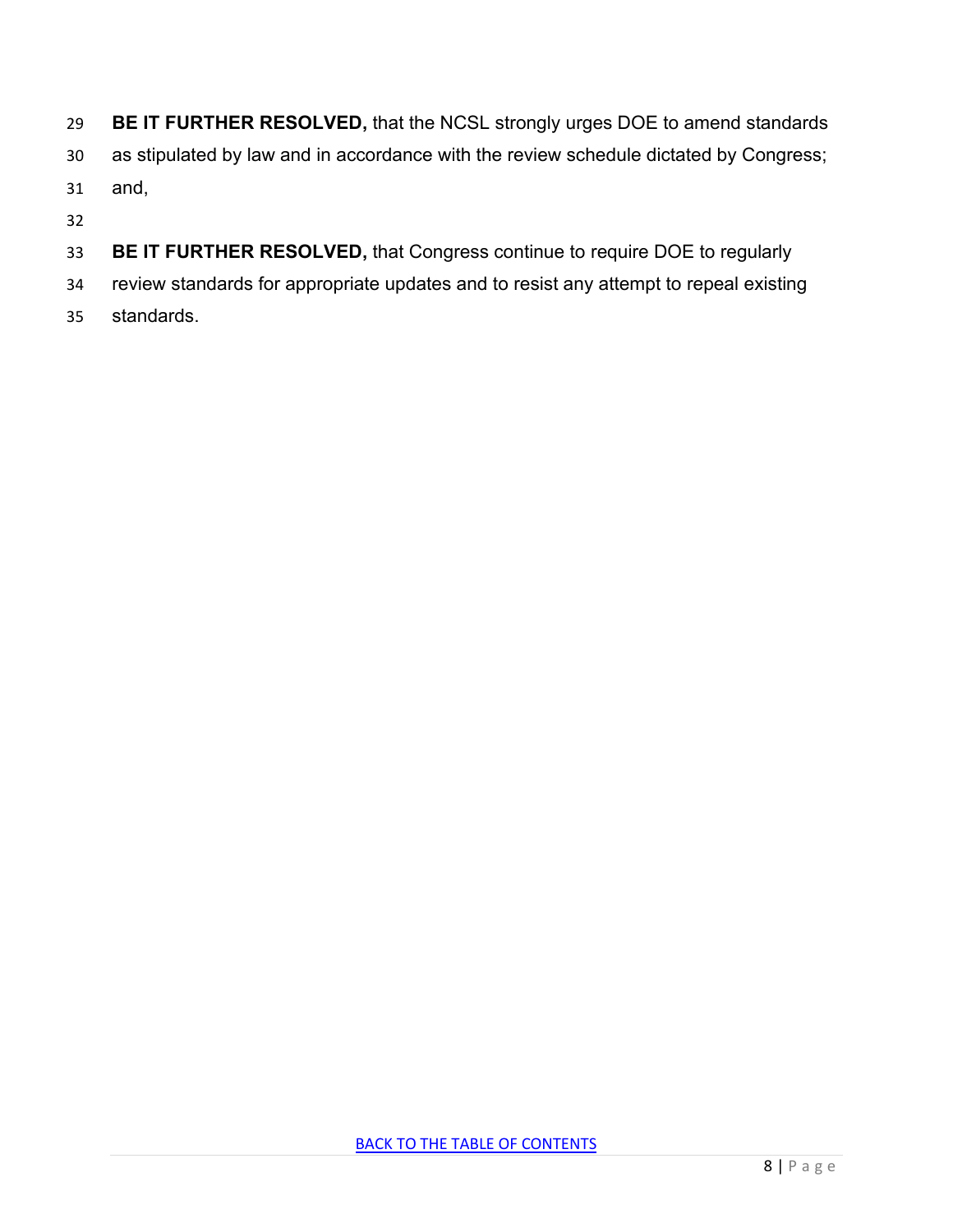**BE IT FURTHER RESOLVED,** that the NCSL strongly urges DOE to amend standards as stipulated by law and in accordance with the review schedule dictated by Congress; and,

**BE IT FURTHER RESOLVED,** that Congress continue to require DOE to regularly review standards for appropriate updates and to resist any attempt to repeal existing standards.

BACK TO THE TABLE OF CONTENTS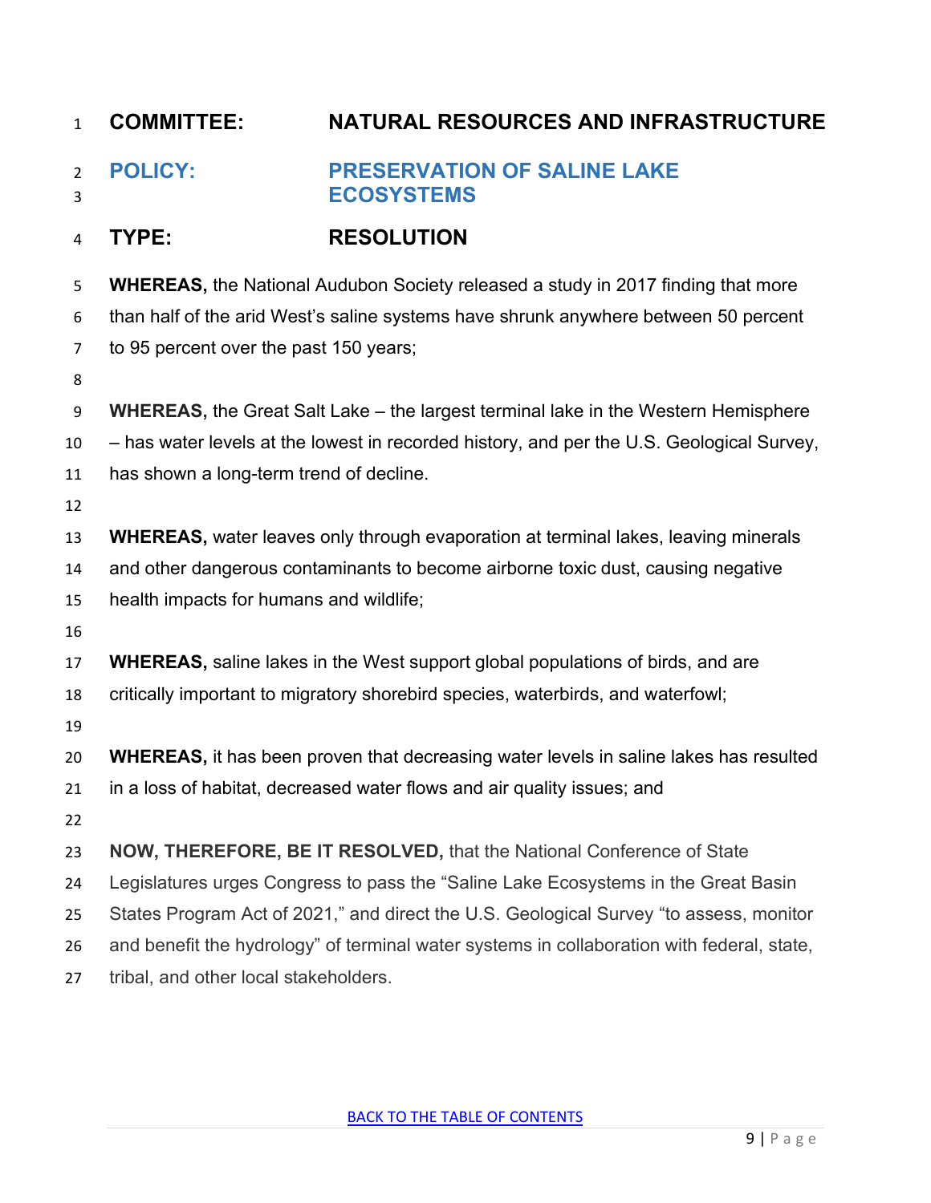**COMMITTEE:** **NATURAL RESOURCES AND INFRASTRUCTURE**

**POLICY:** **PRESERVATION OF SALINE LAKE ECOSYSTEMS**

**TYPE:** **RESOLUTION**

**WHEREAS,** the National Audubon Society released a study in 2017 finding that more than half of the arid West's saline systems have shrunk anywhere between 50 percent to 95 percent over the past 150 years;

**WHEREAS,** the Great Salt Lake – the largest terminal lake in the Western Hemisphere – has water levels at the lowest in recorded history, and per the U.S. Geological Survey, has shown a long-term trend of decline.

**WHEREAS,** water leaves only through evaporation at terminal lakes, leaving minerals and other dangerous contaminants to become airborne toxic dust, causing negative health impacts for humans and wildlife;

**WHEREAS,** saline lakes in the West support global populations of birds, and are critically important to migratory shorebird species, waterbirds, and waterfowl;

**WHEREAS,** it has been proven that decreasing water levels in saline lakes has resulted in a loss of habitat, decreased water flows and air quality issues; and

**NOW, THEREFORE, BE IT RESOLVED,** that the National Conference of State Legislatures urges Congress to pass the "Saline Lake Ecosystems in the Great Basin States Program Act of 2021," and direct the U.S. Geological Survey "to assess, monitor and benefit the hydrology" of terminal water systems in collaboration with federal, state, tribal, and other local stakeholders.

BACK TO THE TABLE OF CONTENTS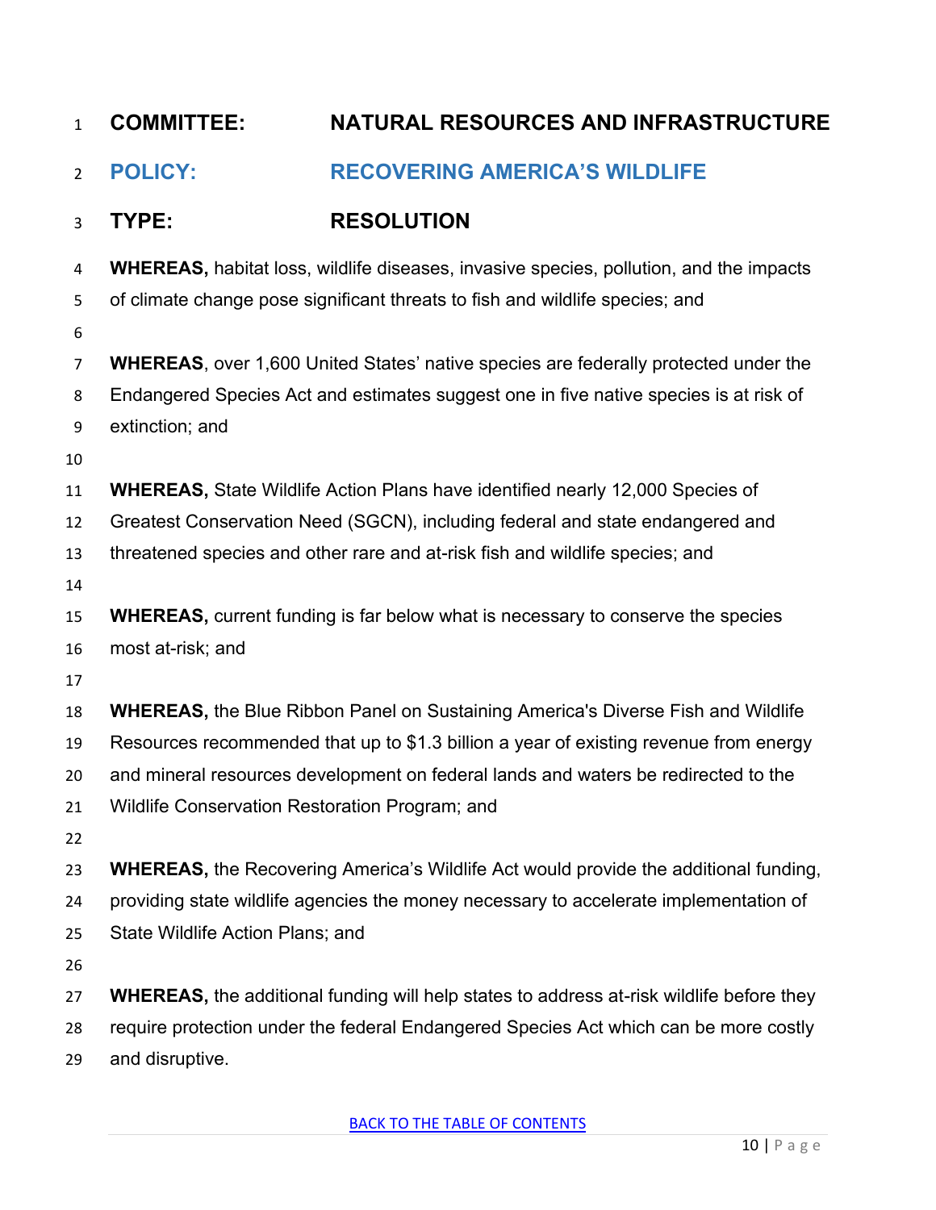**COMMITTEE:** **NATURAL RESOURCES AND INFRASTRUCTURE**

## POLICY: RECOVERING AMERICA'S WILDLIFE

**TYPE:** **RESOLUTION**

**WHEREAS,** habitat loss, wildlife diseases, invasive species, pollution, and the impacts of climate change pose significant threats to fish and wildlife species; and

**WHEREAS**, over 1,600 United States' native species are federally protected under the Endangered Species Act and estimates suggest one in five native species is at risk of extinction; and

**WHEREAS,** State Wildlife Action Plans have identified nearly 12,000 Species of Greatest Conservation Need (SGCN), including federal and state endangered and threatened species and other rare and at-risk fish and wildlife species; and

**WHEREAS,** current funding is far below what is necessary to conserve the species most at-risk; and

**WHEREAS,** the Blue Ribbon Panel on Sustaining America's Diverse Fish and Wildlife Resources recommended that up to $1.3 billion a year of existing revenue from energy and mineral resources development on federal lands and waters be redirected to the Wildlife Conservation Restoration Program; and

**WHEREAS,** the Recovering America's Wildlife Act would provide the additional funding, providing state wildlife agencies the money necessary to accelerate implementation of State Wildlife Action Plans; and

**WHEREAS,** the additional funding will help states to address at-risk wildlife before they require protection under the federal Endangered Species Act which can be more costly and disruptive.

BACK TO THE TABLE OF CONTENTS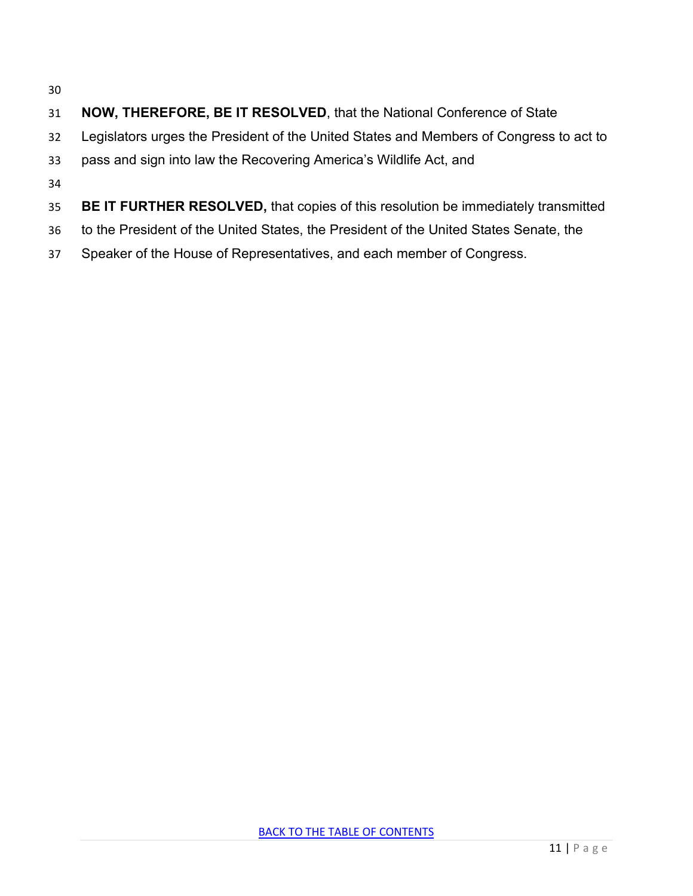**NOW, THEREFORE, BE IT RESOLVED**, that the National Conference of State Legislators urges the President of the United States and Members of Congress to act to pass and sign into law the Recovering America's Wildlife Act, and

**BE IT FURTHER RESOLVED,** that copies of this resolution be immediately transmitted to the President of the United States, the President of the United States Senate, the Speaker of the House of Representatives, and each member of Congress.

BACK TO THE TABLE OF CONTENTS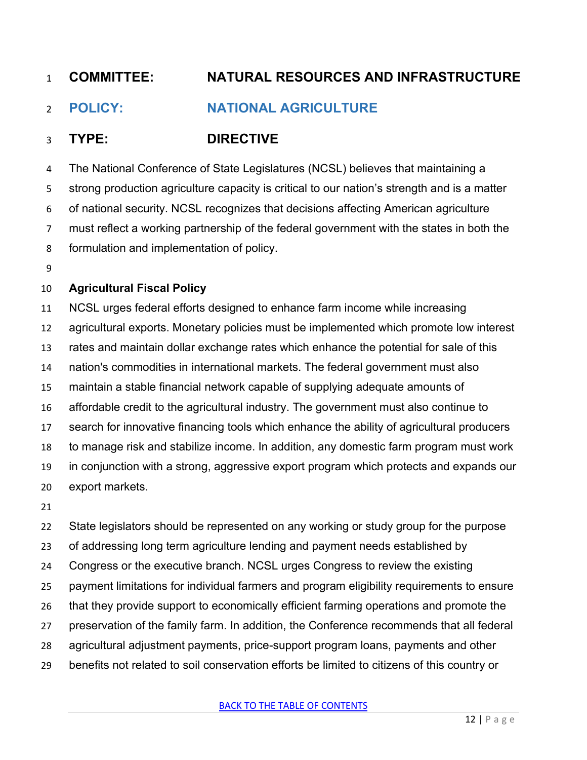**COMMITTEE: NATURAL RESOURCES AND INFRASTRUCTURE**

## POLICY: NATIONAL AGRICULTURE

**TYPE: DIRECTIVE**

The National Conference of State Legislatures (NCSL) believes that maintaining a strong production agriculture capacity is critical to our nation's strength and is a matter of national security. NCSL recognizes that decisions affecting American agriculture must reflect a working partnership of the federal government with the states in both the formulation and implementation of policy.

### Agricultural Fiscal Policy

NCSL urges federal efforts designed to enhance farm income while increasing agricultural exports. Monetary policies must be implemented which promote low interest rates and maintain dollar exchange rates which enhance the potential for sale of this nation's commodities in international markets. The federal government must also maintain a stable financial network capable of supplying adequate amounts of affordable credit to the agricultural industry. The government must also continue to search for innovative financing tools which enhance the ability of agricultural producers to manage risk and stabilize income. In addition, any domestic farm program must work in conjunction with a strong, aggressive export program which protects and expands our export markets.

State legislators should be represented on any working or study group for the purpose of addressing long term agriculture lending and payment needs established by Congress or the executive branch. NCSL urges Congress to review the existing payment limitations for individual farmers and program eligibility requirements to ensure that they provide support to economically efficient farming operations and promote the preservation of the family farm. In addition, the Conference recommends that all federal agricultural adjustment payments, price-support program loans, payments and other benefits not related to soil conservation efforts be limited to citizens of this country or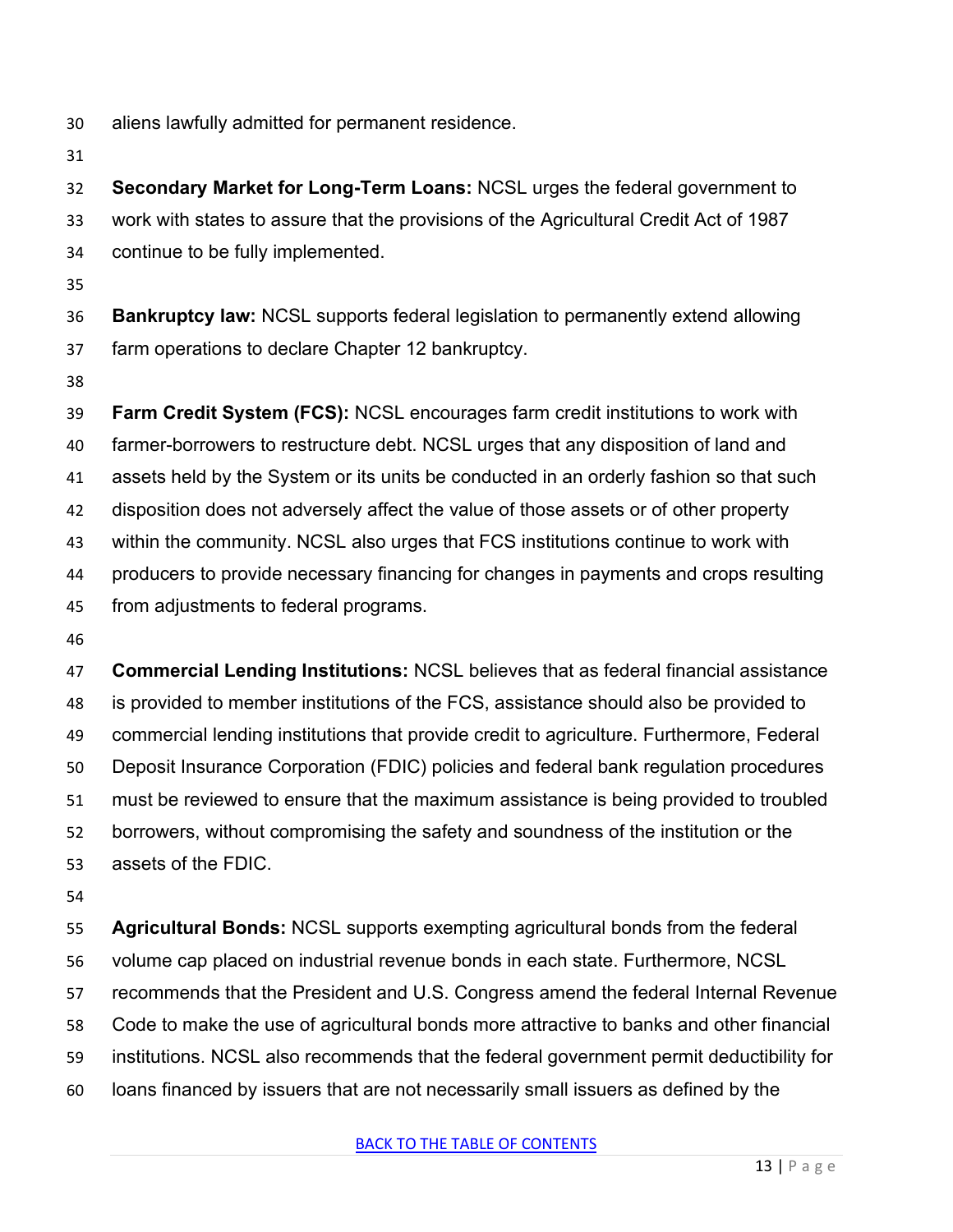aliens lawfully admitted for permanent residence.

**Secondary Market for Long-Term Loans:** NCSL urges the federal government to work with states to assure that the provisions of the Agricultural Credit Act of 1987 continue to be fully implemented.

**Bankruptcy law:** NCSL supports federal legislation to permanently extend allowing farm operations to declare Chapter 12 bankruptcy.

**Farm Credit System (FCS):** NCSL encourages farm credit institutions to work with farmer-borrowers to restructure debt. NCSL urges that any disposition of land and assets held by the System or its units be conducted in an orderly fashion so that such disposition does not adversely affect the value of those assets or of other property within the community. NCSL also urges that FCS institutions continue to work with producers to provide necessary financing for changes in payments and crops resulting from adjustments to federal programs.

**Commercial Lending Institutions:** NCSL believes that as federal financial assistance is provided to member institutions of the FCS, assistance should also be provided to commercial lending institutions that provide credit to agriculture. Furthermore, Federal Deposit Insurance Corporation (FDIC) policies and federal bank regulation procedures must be reviewed to ensure that the maximum assistance is being provided to troubled borrowers, without compromising the safety and soundness of the institution or the assets of the FDIC.

**Agricultural Bonds:** NCSL supports exempting agricultural bonds from the federal volume cap placed on industrial revenue bonds in each state. Furthermore, NCSL recommends that the President and U.S. Congress amend the federal Internal Revenue Code to make the use of agricultural bonds more attractive to banks and other financial institutions. NCSL also recommends that the federal government permit deductibility for loans financed by issuers that are not necessarily small issuers as defined by the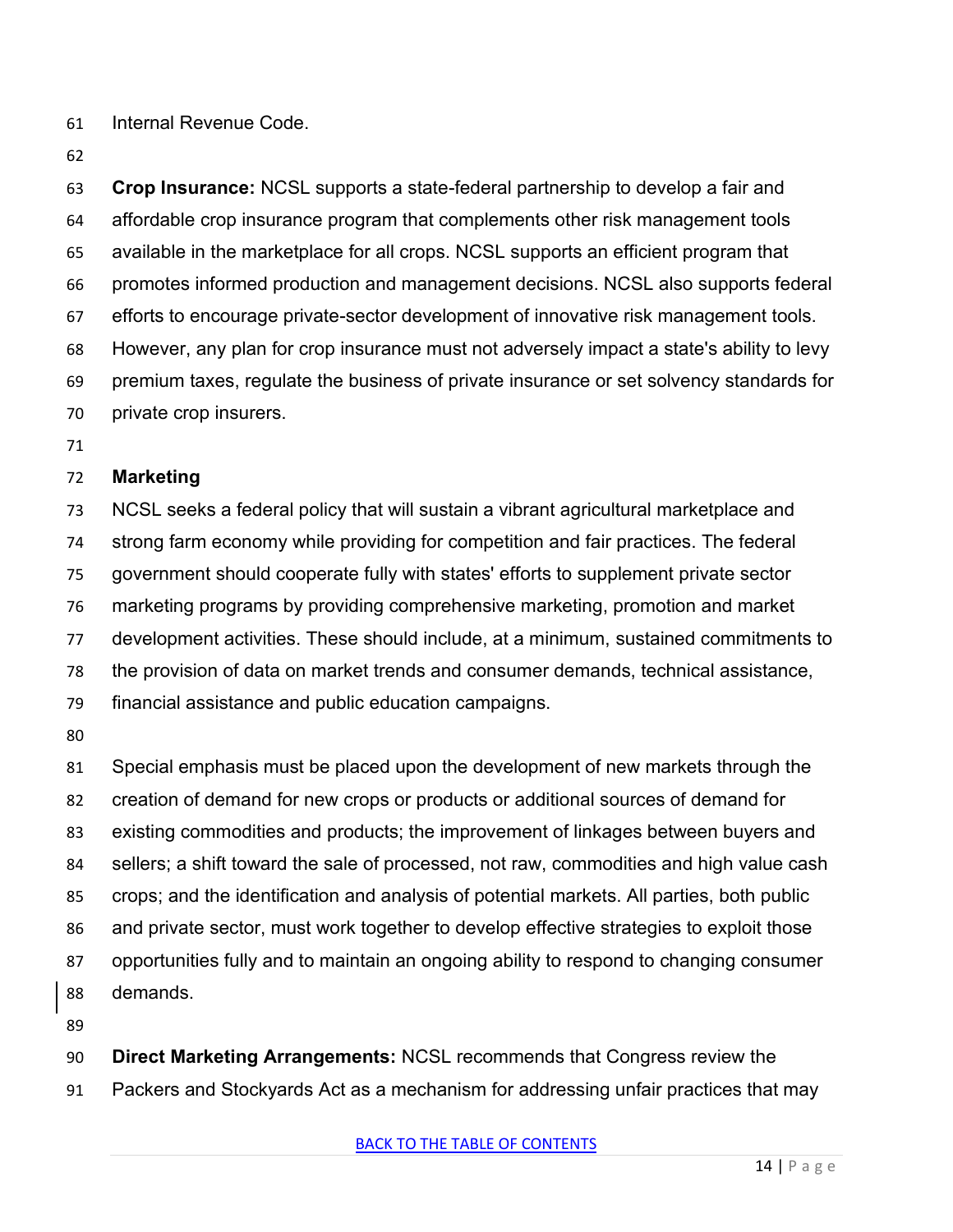Internal Revenue Code.

**Crop Insurance:** NCSL supports a state-federal partnership to develop a fair and affordable crop insurance program that complements other risk management tools available in the marketplace for all crops. NCSL supports an efficient program that promotes informed production and management decisions. NCSL also supports federal efforts to encourage private-sector development of innovative risk management tools. However, any plan for crop insurance must not adversely impact a state's ability to levy premium taxes, regulate the business of private insurance or set solvency standards for private crop insurers.

## Marketing

NCSL seeks a federal policy that will sustain a vibrant agricultural marketplace and strong farm economy while providing for competition and fair practices. The federal government should cooperate fully with states' efforts to supplement private sector marketing programs by providing comprehensive marketing, promotion and market development activities. These should include, at a minimum, sustained commitments to the provision of data on market trends and consumer demands, technical assistance, financial assistance and public education campaigns.

Special emphasis must be placed upon the development of new markets through the creation of demand for new crops or products or additional sources of demand for existing commodities and products; the improvement of linkages between buyers and sellers; a shift toward the sale of processed, not raw, commodities and high value cash crops; and the identification and analysis of potential markets. All parties, both public and private sector, must work together to develop effective strategies to exploit those opportunities fully and to maintain an ongoing ability to respond to changing consumer demands.

**Direct Marketing Arrangements:** NCSL recommends that Congress review the Packers and Stockyards Act as a mechanism for addressing unfair practices that may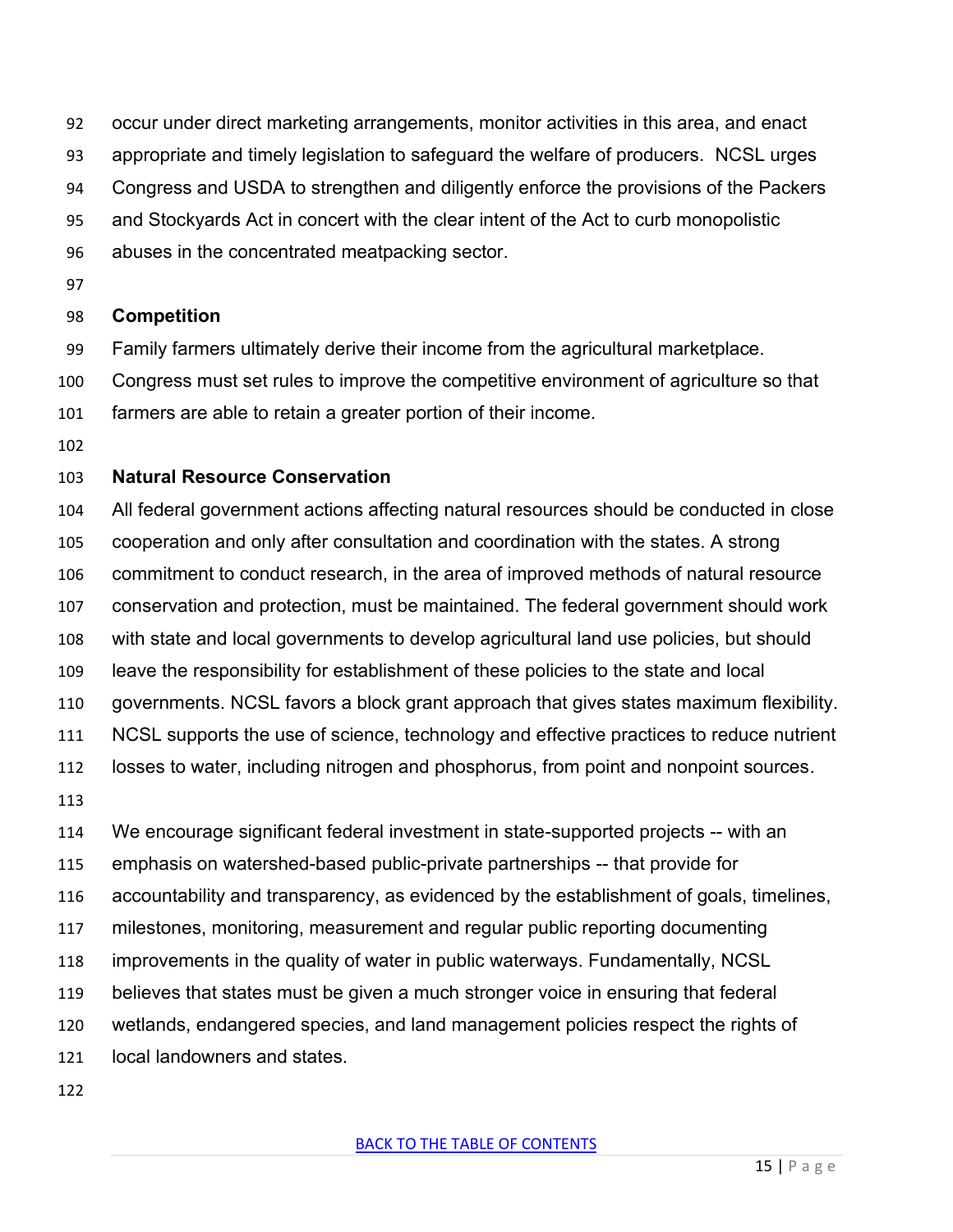occur under direct marketing arrangements, monitor activities in this area, and enact appropriate and timely legislation to safeguard the welfare of producers. NCSL urges Congress and USDA to strengthen and diligently enforce the provisions of the Packers and Stockyards Act in concert with the clear intent of the Act to curb monopolistic abuses in the concentrated meatpacking sector.

**Competition**

Family farmers ultimately derive their income from the agricultural marketplace. Congress must set rules to improve the competitive environment of agriculture so that farmers are able to retain a greater portion of their income.

**Natural Resource Conservation**

All federal government actions affecting natural resources should be conducted in close cooperation and only after consultation and coordination with the states. A strong commitment to conduct research, in the area of improved methods of natural resource conservation and protection, must be maintained. The federal government should work with state and local governments to develop agricultural land use policies, but should leave the responsibility for establishment of these policies to the state and local governments. NCSL favors a block grant approach that gives states maximum flexibility. NCSL supports the use of science, technology and effective practices to reduce nutrient losses to water, including nitrogen and phosphorus, from point and nonpoint sources.

We encourage significant federal investment in state-supported projects -- with an emphasis on watershed-based public-private partnerships -- that provide for accountability and transparency, as evidenced by the establishment of goals, timelines, milestones, monitoring, measurement and regular public reporting documenting improvements in the quality of water in public waterways. Fundamentally, NCSL believes that states must be given a much stronger voice in ensuring that federal wetlands, endangered species, and land management policies respect the rights of local landowners and states.

BACK TO THE TABLE OF CONTENTS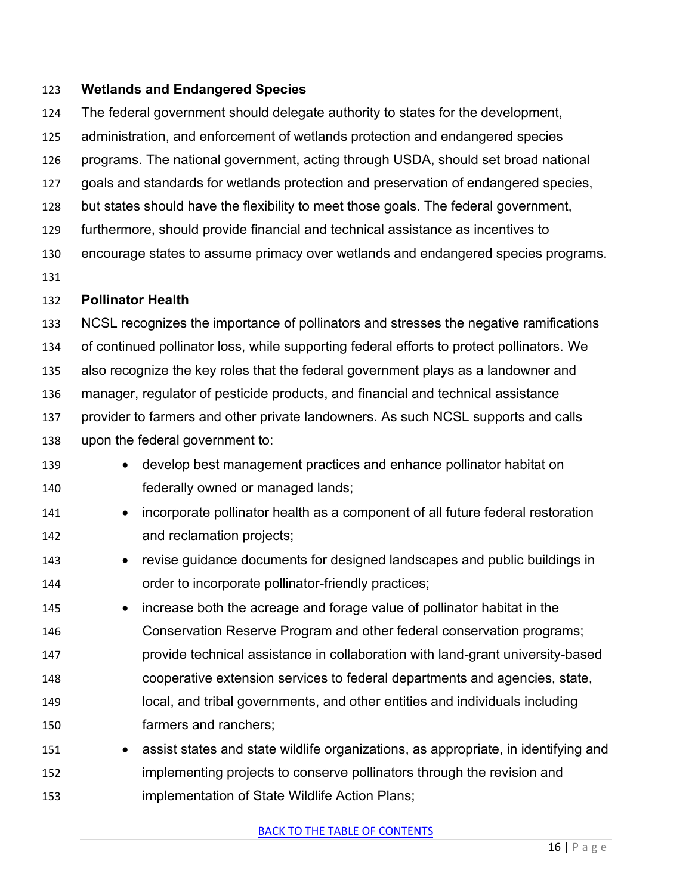## Wetlands and Endangered Species

The federal government should delegate authority to states for the development, administration, and enforcement of wetlands protection and endangered species programs. The national government, acting through USDA, should set broad national goals and standards for wetlands protection and preservation of endangered species, but states should have the flexibility to meet those goals. The federal government, furthermore, should provide financial and technical assistance as incentives to encourage states to assume primacy over wetlands and endangered species programs.

## Pollinator Health

NCSL recognizes the importance of pollinators and stresses the negative ramifications of continued pollinator loss, while supporting federal efforts to protect pollinators. We also recognize the key roles that the federal government plays as a landowner and manager, regulator of pesticide products, and financial and technical assistance provider to farmers and other private landowners. As such NCSL supports and calls upon the federal government to:

- develop best management practices and enhance pollinator habitat on federally owned or managed lands;
- incorporate pollinator health as a component of all future federal restoration and reclamation projects;
- revise guidance documents for designed landscapes and public buildings in order to incorporate pollinator-friendly practices;
- increase both the acreage and forage value of pollinator habitat in the Conservation Reserve Program and other federal conservation programs; provide technical assistance in collaboration with land-grant university-based cooperative extension services to federal departments and agencies, state, local, and tribal governments, and other entities and individuals including farmers and ranchers;
- assist states and state wildlife organizations, as appropriate, in identifying and implementing projects to conserve pollinators through the revision and implementation of State Wildlife Action Plans;

[BACK TO THE TABLE OF CONTENTS]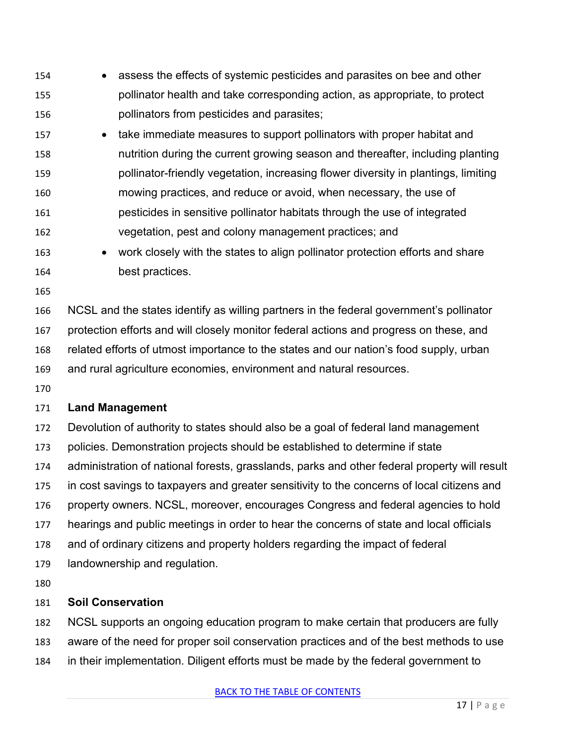- assess the effects of systemic pesticides and parasites on bee and other pollinator health and take corresponding action, as appropriate, to protect pollinators from pesticides and parasites;
- take immediate measures to support pollinators with proper habitat and nutrition during the current growing season and thereafter, including planting pollinator-friendly vegetation, increasing flower diversity in plantings, limiting mowing practices, and reduce or avoid, when necessary, the use of pesticides in sensitive pollinator habitats through the use of integrated vegetation, pest and colony management practices; and
- work closely with the states to align pollinator protection efforts and share best practices.

NCSL and the states identify as willing partners in the federal government's pollinator protection efforts and will closely monitor federal actions and progress on these, and related efforts of utmost importance to the states and our nation's food supply, urban and rural agriculture economies, environment and natural resources.

**Land Management**

Devolution of authority to states should also be a goal of federal land management policies. Demonstration projects should be established to determine if state administration of national forests, grasslands, parks and other federal property will result in cost savings to taxpayers and greater sensitivity to the concerns of local citizens and property owners. NCSL, moreover, encourages Congress and federal agencies to hold hearings and public meetings in order to hear the concerns of state and local officials and of ordinary citizens and property holders regarding the impact of federal landownership and regulation.

**Soil Conservation**

NCSL supports an ongoing education program to make certain that producers are fully aware of the need for proper soil conservation practices and of the best methods to use in their implementation. Diligent efforts must be made by the federal government to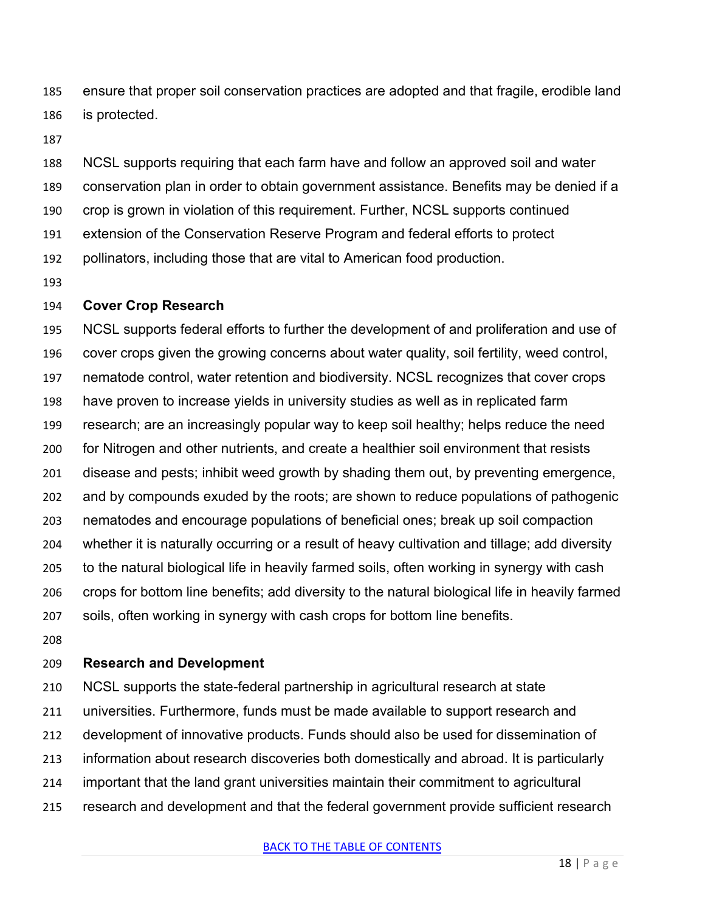ensure that proper soil conservation practices are adopted and that fragile, erodible land is protected.

NCSL supports requiring that each farm have and follow an approved soil and water conservation plan in order to obtain government assistance. Benefits may be denied if a crop is grown in violation of this requirement. Further, NCSL supports continued extension of the Conservation Reserve Program and federal efforts to protect pollinators, including those that are vital to American food production.

**Cover Crop Research**

NCSL supports federal efforts to further the development of and proliferation and use of cover crops given the growing concerns about water quality, soil fertility, weed control, nematode control, water retention and biodiversity. NCSL recognizes that cover crops have proven to increase yields in university studies as well as in replicated farm research; are an increasingly popular way to keep soil healthy; helps reduce the need for Nitrogen and other nutrients, and create a healthier soil environment that resists disease and pests; inhibit weed growth by shading them out, by preventing emergence, and by compounds exuded by the roots; are shown to reduce populations of pathogenic nematodes and encourage populations of beneficial ones; break up soil compaction whether it is naturally occurring or a result of heavy cultivation and tillage; add diversity to the natural biological life in heavily farmed soils, often working in synergy with cash crops for bottom line benefits; add diversity to the natural biological life in heavily farmed soils, often working in synergy with cash crops for bottom line benefits.

**Research and Development**

NCSL supports the state-federal partnership in agricultural research at state universities. Furthermore, funds must be made available to support research and development of innovative products. Funds should also be used for dissemination of information about research discoveries both domestically and abroad. It is particularly important that the land grant universities maintain their commitment to agricultural research and development and that the federal government provide sufficient research

[BACK TO THE TABLE OF CONTENTS]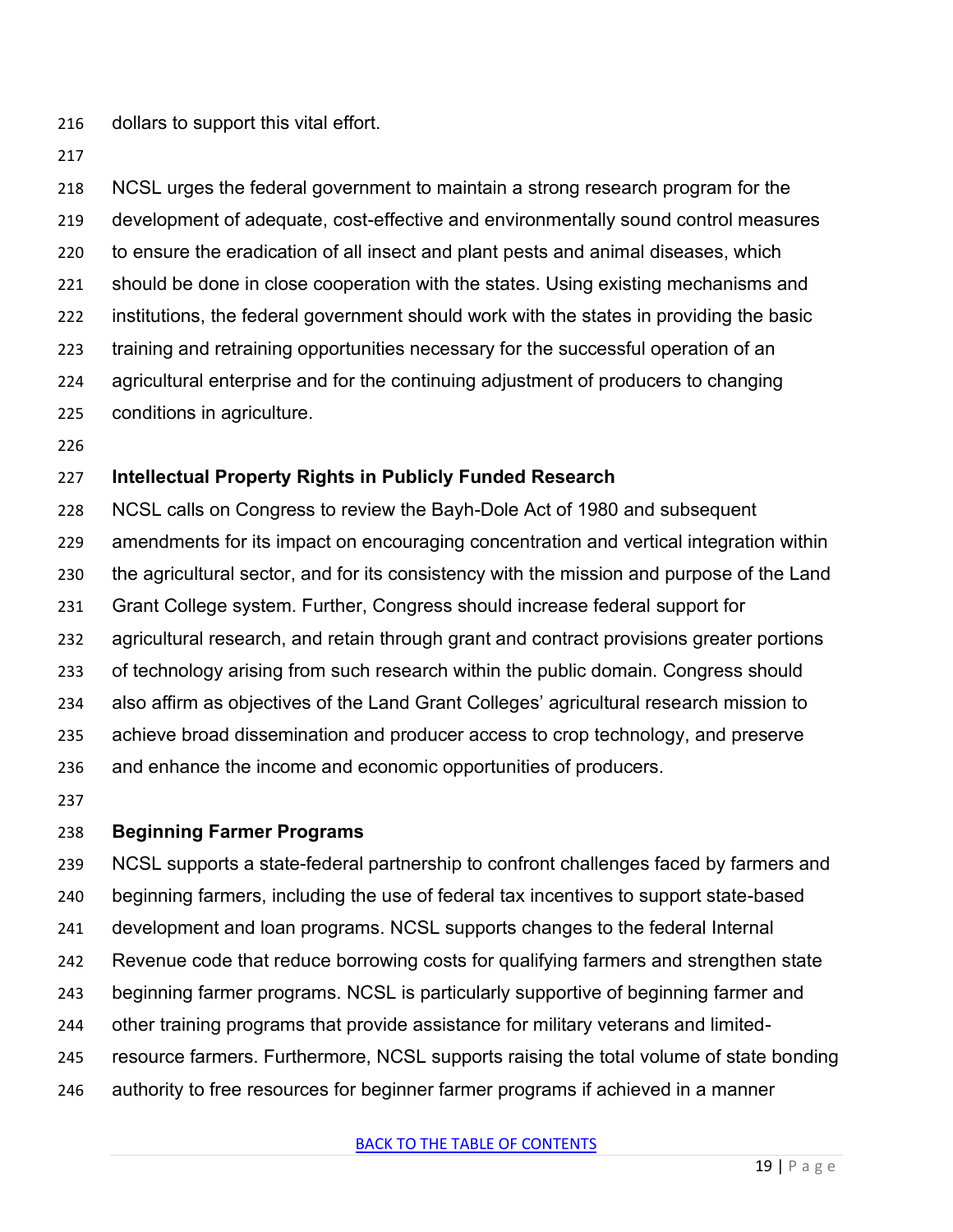dollars to support this vital effort.

NCSL urges the federal government to maintain a strong research program for the development of adequate, cost-effective and environmentally sound control measures to ensure the eradication of all insect and plant pests and animal diseases, which should be done in close cooperation with the states. Using existing mechanisms and institutions, the federal government should work with the states in providing the basic training and retraining opportunities necessary for the successful operation of an agricultural enterprise and for the continuing adjustment of producers to changing conditions in agriculture.

**Intellectual Property Rights in Publicly Funded Research**

NCSL calls on Congress to review the Bayh-Dole Act of 1980 and subsequent amendments for its impact on encouraging concentration and vertical integration within the agricultural sector, and for its consistency with the mission and purpose of the Land Grant College system. Further, Congress should increase federal support for agricultural research, and retain through grant and contract provisions greater portions of technology arising from such research within the public domain. Congress should also affirm as objectives of the Land Grant Colleges' agricultural research mission to achieve broad dissemination and producer access to crop technology, and preserve and enhance the income and economic opportunities of producers.

**Beginning Farmer Programs**

NCSL supports a state-federal partnership to confront challenges faced by farmers and beginning farmers, including the use of federal tax incentives to support state-based development and loan programs. NCSL supports changes to the federal Internal Revenue code that reduce borrowing costs for qualifying farmers and strengthen state beginning farmer programs. NCSL is particularly supportive of beginning farmer and other training programs that provide assistance for military veterans and limited-resource farmers. Furthermore, NCSL supports raising the total volume of state bonding authority to free resources for beginner farmer programs if achieved in a manner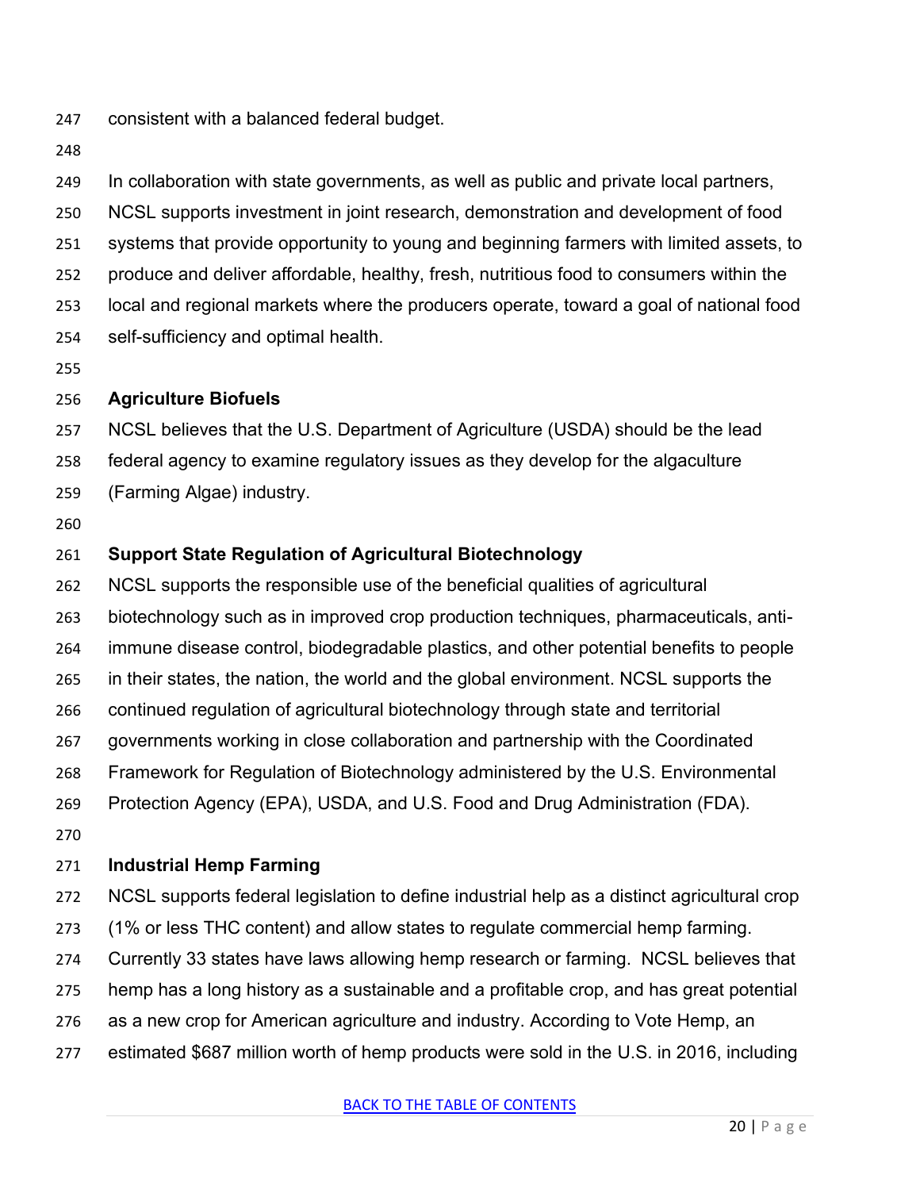consistent with a balanced federal budget.

In collaboration with state governments, as well as public and private local partners, NCSL supports investment in joint research, demonstration and development of food systems that provide opportunity to young and beginning farmers with limited assets, to produce and deliver affordable, healthy, fresh, nutritious food to consumers within the local and regional markets where the producers operate, toward a goal of national food self-sufficiency and optimal health.

**Agriculture Biofuels**

NCSL believes that the U.S. Department of Agriculture (USDA) should be the lead federal agency to examine regulatory issues as they develop for the algaculture (Farming Algae) industry.

**Support State Regulation of Agricultural Biotechnology**

NCSL supports the responsible use of the beneficial qualities of agricultural biotechnology such as in improved crop production techniques, pharmaceuticals, anti-immune disease control, biodegradable plastics, and other potential benefits to people in their states, the nation, the world and the global environment. NCSL supports the continued regulation of agricultural biotechnology through state and territorial governments working in close collaboration and partnership with the Coordinated Framework for Regulation of Biotechnology administered by the U.S. Environmental Protection Agency (EPA), USDA, and U.S. Food and Drug Administration (FDA).

**Industrial Hemp Farming**

NCSL supports federal legislation to define industrial help as a distinct agricultural crop (1% or less THC content) and allow states to regulate commercial hemp farming. Currently 33 states have laws allowing hemp research or farming. NCSL believes that hemp has a long history as a sustainable and a profitable crop, and has great potential as a new crop for American agriculture and industry. According to Vote Hemp, an estimated $687 million worth of hemp products were sold in the U.S. in 2016, including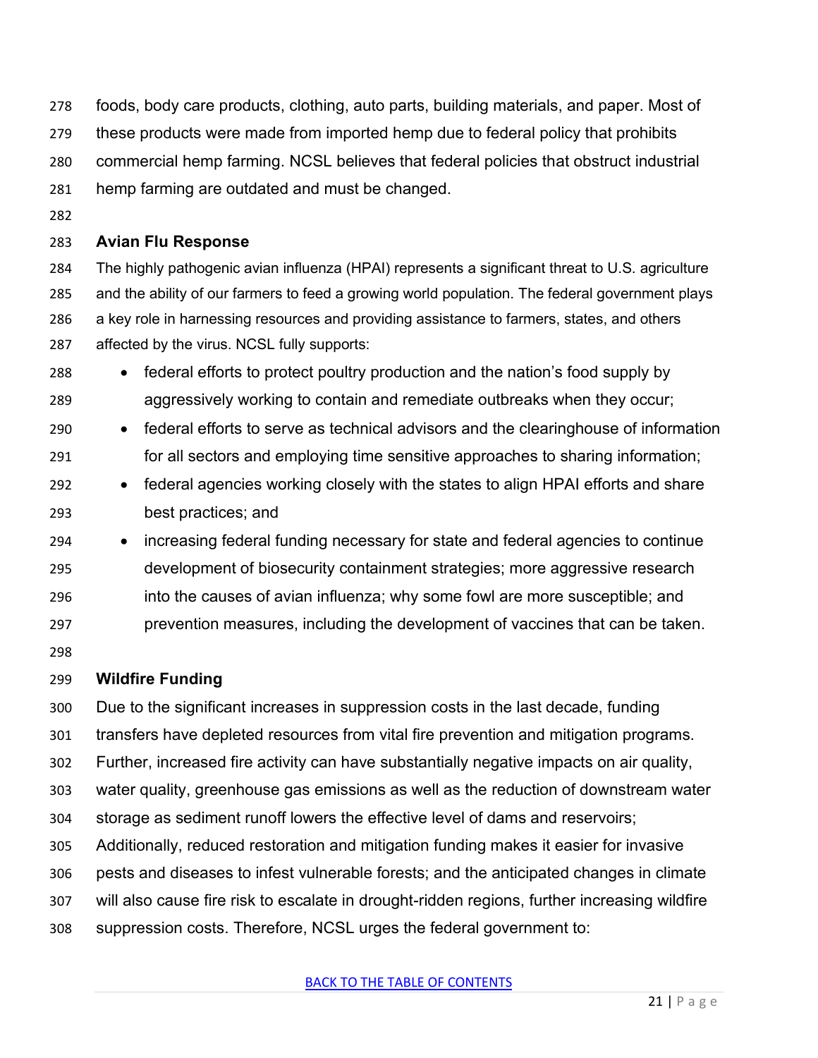foods, body care products, clothing, auto parts, building materials, and paper. Most of these products were made from imported hemp due to federal policy that prohibits commercial hemp farming. NCSL believes that federal policies that obstruct industrial hemp farming are outdated and must be changed.

### Avian Flu Response

The highly pathogenic avian influenza (HPAI) represents a significant threat to U.S. agriculture and the ability of our farmers to feed a growing world population. The federal government plays a key role in harnessing resources and providing assistance to farmers, states, and others affected by the virus. NCSL fully supports:

- federal efforts to protect poultry production and the nation's food supply by aggressively working to contain and remediate outbreaks when they occur;
- federal efforts to serve as technical advisors and the clearinghouse of information for all sectors and employing time sensitive approaches to sharing information;
- federal agencies working closely with the states to align HPAI efforts and share best practices; and
- increasing federal funding necessary for state and federal agencies to continue development of biosecurity containment strategies; more aggressive research into the causes of avian influenza; why some fowl are more susceptible; and prevention measures, including the development of vaccines that can be taken.

### Wildfire Funding

Due to the significant increases in suppression costs in the last decade, funding transfers have depleted resources from vital fire prevention and mitigation programs. Further, increased fire activity can have substantially negative impacts on air quality, water quality, greenhouse gas emissions as well as the reduction of downstream water storage as sediment runoff lowers the effective level of dams and reservoirs; Additionally, reduced restoration and mitigation funding makes it easier for invasive pests and diseases to infest vulnerable forests; and the anticipated changes in climate will also cause fire risk to escalate in drought-ridden regions, further increasing wildfire suppression costs. Therefore, NCSL urges the federal government to: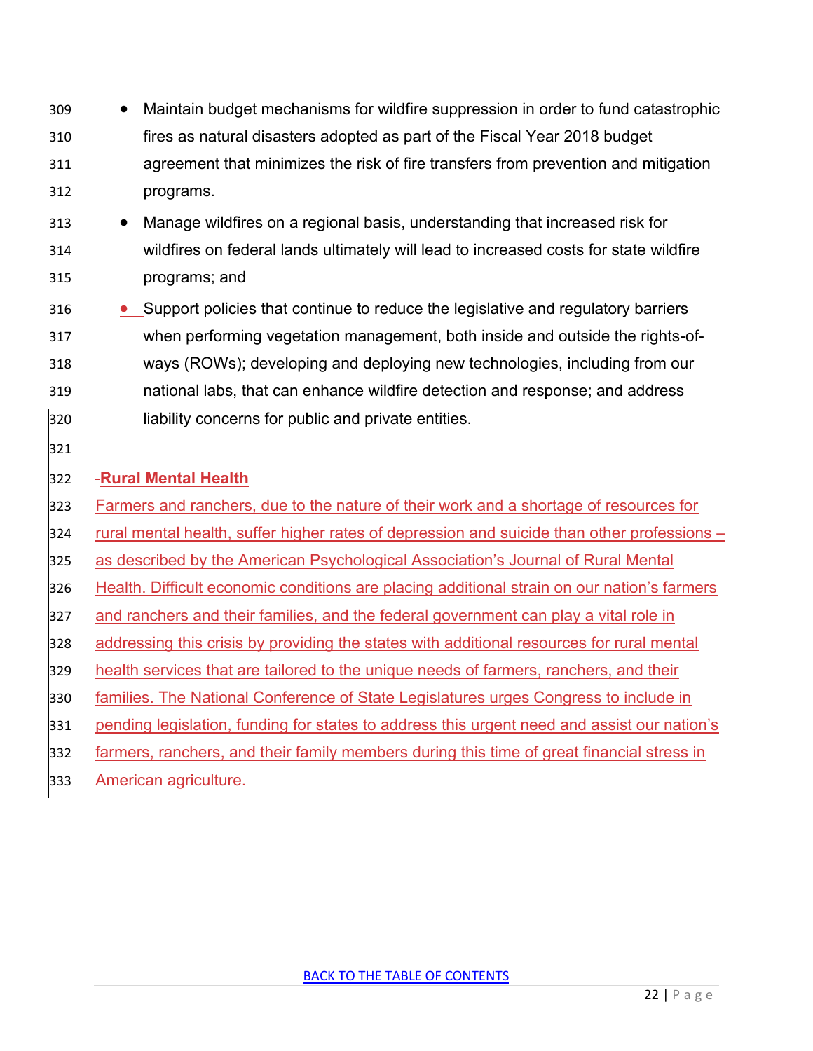- Maintain budget mechanisms for wildfire suppression in order to fund catastrophic fires as natural disasters adopted as part of the Fiscal Year 2018 budget agreement that minimizes the risk of fire transfers from prevention and mitigation programs.
- Manage wildfires on a regional basis, understanding that increased risk for wildfires on federal lands ultimately will lead to increased costs for state wildfire programs; and
- Support policies that continue to reduce the legislative and regulatory barriers when performing vegetation management, both inside and outside the rights-of-ways (ROWs); developing and deploying new technologies, including from our national labs, that can enhance wildfire detection and response; and address liability concerns for public and private entities.

**Rural Mental Health**

Farmers and ranchers, due to the nature of their work and a shortage of resources for rural mental health, suffer higher rates of depression and suicide than other professions – as described by the American Psychological Association's Journal of Rural Mental Health. Difficult economic conditions are placing additional strain on our nation's farmers and ranchers and their families, and the federal government can play a vital role in addressing this crisis by providing the states with additional resources for rural mental health services that are tailored to the unique needs of farmers, ranchers, and their families. The National Conference of State Legislatures urges Congress to include in pending legislation, funding for states to address this urgent need and assist our nation's farmers, ranchers, and their family members during this time of great financial stress in American agriculture.

BACK TO THE TABLE OF CONTENTS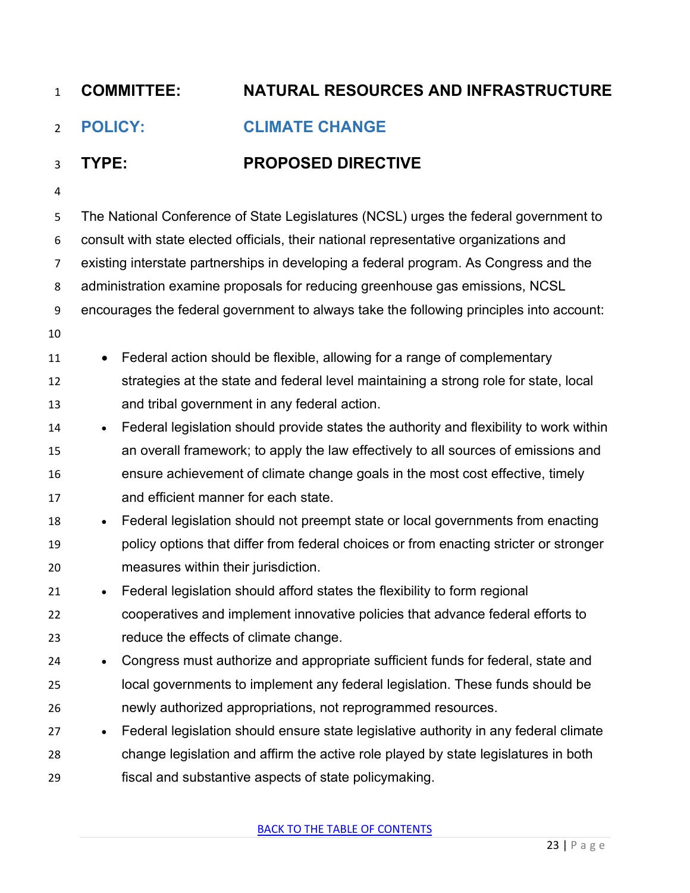**COMMITTEE: NATURAL RESOURCES AND INFRASTRUCTURE**

## POLICY: CLIMATE CHANGE

**TYPE: PROPOSED DIRECTIVE**

The National Conference of State Legislatures (NCSL) urges the federal government to consult with state elected officials, their national representative organizations and existing interstate partnerships in developing a federal program. As Congress and the administration examine proposals for reducing greenhouse gas emissions, NCSL encourages the federal government to always take the following principles into account:

- Federal action should be flexible, allowing for a range of complementary strategies at the state and federal level maintaining a strong role for state, local and tribal government in any federal action.
- Federal legislation should provide states the authority and flexibility to work within an overall framework; to apply the law effectively to all sources of emissions and ensure achievement of climate change goals in the most cost effective, timely and efficient manner for each state.
- Federal legislation should not preempt state or local governments from enacting policy options that differ from federal choices or from enacting stricter or stronger measures within their jurisdiction.
- Federal legislation should afford states the flexibility to form regional cooperatives and implement innovative policies that advance federal efforts to reduce the effects of climate change.
- Congress must authorize and appropriate sufficient funds for federal, state and local governments to implement any federal legislation. These funds should be newly authorized appropriations, not reprogrammed resources.
- Federal legislation should ensure state legislative authority in any federal climate change legislation and affirm the active role played by state legislatures in both fiscal and substantive aspects of state policymaking.

BACK TO THE TABLE OF CONTENTS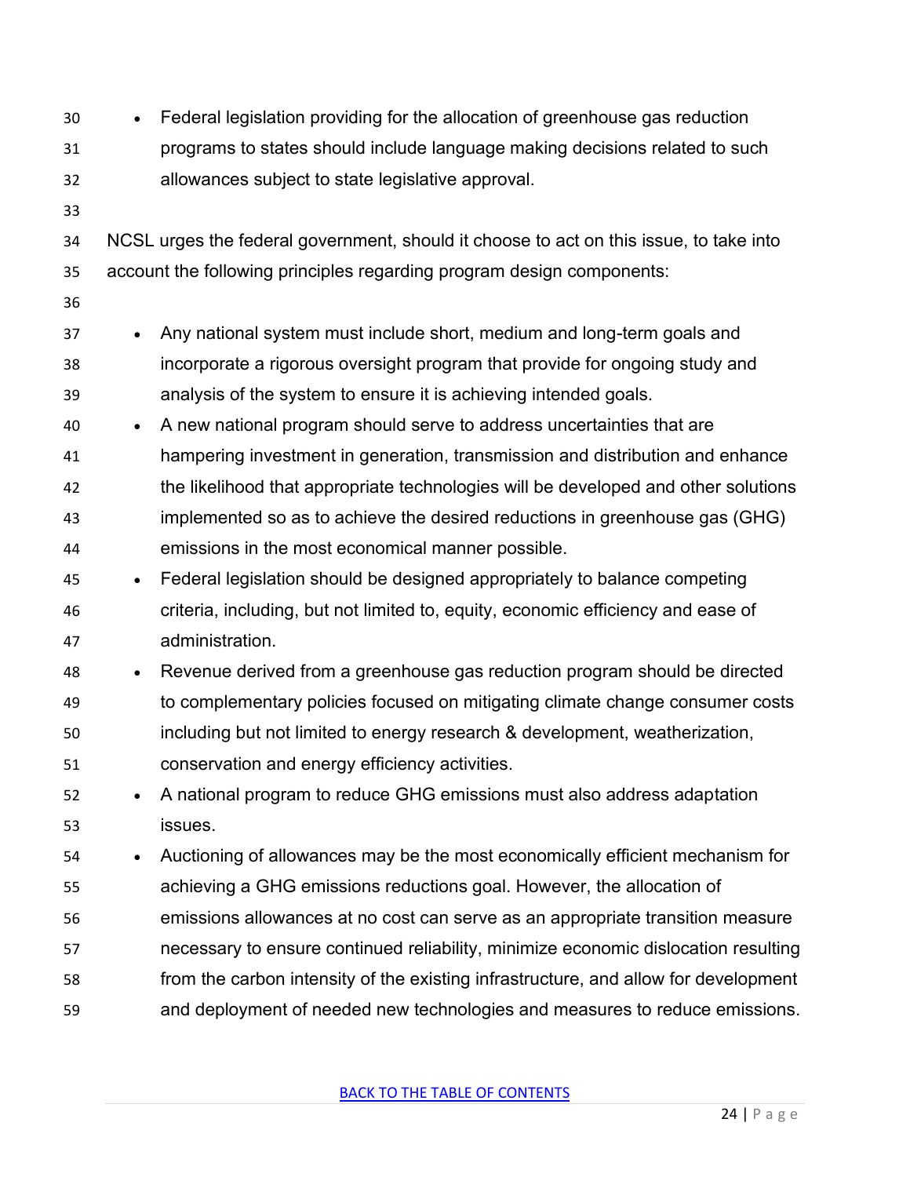- Federal legislation providing for the allocation of greenhouse gas reduction programs to states should include language making decisions related to such allowances subject to state legislative approval.

NCSL urges the federal government, should it choose to act on this issue, to take into account the following principles regarding program design components:

- Any national system must include short, medium and long-term goals and incorporate a rigorous oversight program that provide for ongoing study and analysis of the system to ensure it is achieving intended goals.
- A new national program should serve to address uncertainties that are hampering investment in generation, transmission and distribution and enhance the likelihood that appropriate technologies will be developed and other solutions implemented so as to achieve the desired reductions in greenhouse gas (GHG) emissions in the most economical manner possible.
- Federal legislation should be designed appropriately to balance competing criteria, including, but not limited to, equity, economic efficiency and ease of administration.
- Revenue derived from a greenhouse gas reduction program should be directed to complementary policies focused on mitigating climate change consumer costs including but not limited to energy research & development, weatherization, conservation and energy efficiency activities.
- A national program to reduce GHG emissions must also address adaptation issues.
- Auctioning of allowances may be the most economically efficient mechanism for achieving a GHG emissions reductions goal. However, the allocation of emissions allowances at no cost can serve as an appropriate transition measure necessary to ensure continued reliability, minimize economic dislocation resulting from the carbon intensity of the existing infrastructure, and allow for development and deployment of needed new technologies and measures to reduce emissions.

BACK TO THE TABLE OF CONTENTS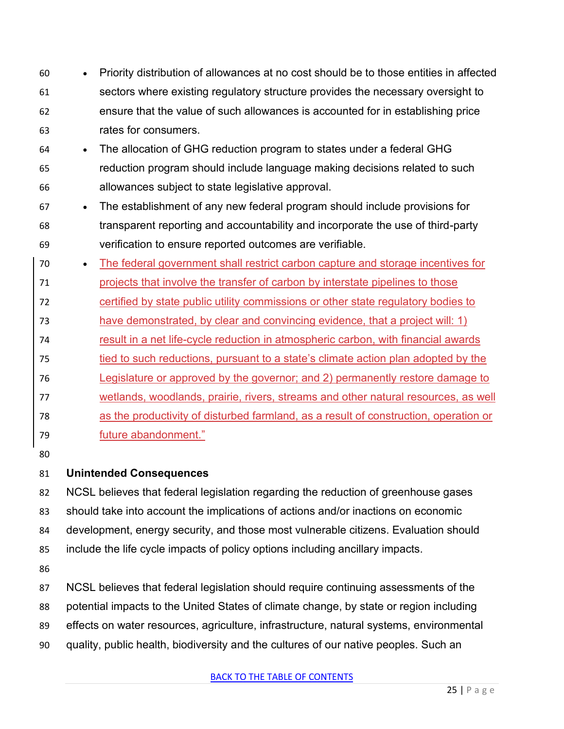- Priority distribution of allowances at no cost should be to those entities in affected sectors where existing regulatory structure provides the necessary oversight to ensure that the value of such allowances is accounted for in establishing price rates for consumers.
- The allocation of GHG reduction program to states under a federal GHG reduction program should include language making decisions related to such allowances subject to state legislative approval.
- The establishment of any new federal program should include provisions for transparent reporting and accountability and incorporate the use of third-party verification to ensure reported outcomes are verifiable.
- The federal government shall restrict carbon capture and storage incentives for projects that involve the transfer of carbon by interstate pipelines to those certified by state public utility commissions or other state regulatory bodies to have demonstrated, by clear and convincing evidence, that a project will: 1) result in a net life-cycle reduction in atmospheric carbon, with financial awards tied to such reductions, pursuant to a state's climate action plan adopted by the Legislature or approved by the governor; and 2) permanently restore damage to wetlands, woodlands, prairie, rivers, streams and other natural resources, as well as the productivity of disturbed farmland, as a result of construction, operation or future abandonment."

**Unintended Consequences**

NCSL believes that federal legislation regarding the reduction of greenhouse gases should take into account the implications of actions and/or inactions on economic development, energy security, and those most vulnerable citizens. Evaluation should include the life cycle impacts of policy options including ancillary impacts.

NCSL believes that federal legislation should require continuing assessments of the potential impacts to the United States of climate change, by state or region including effects on water resources, agriculture, infrastructure, natural systems, environmental quality, public health, biodiversity and the cultures of our native peoples. Such an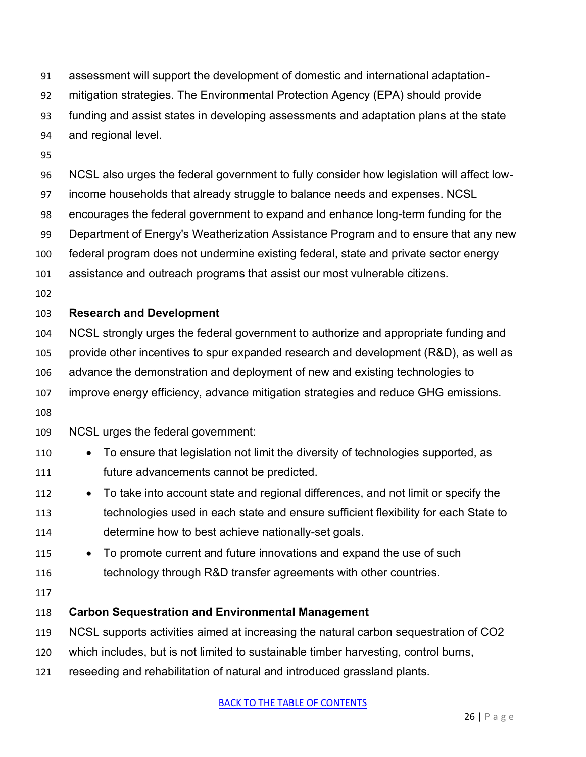assessment will support the development of domestic and international adaptation-mitigation strategies. The Environmental Protection Agency (EPA) should provide funding and assist states in developing assessments and adaptation plans at the state and regional level.

NCSL also urges the federal government to fully consider how legislation will affect low-income households that already struggle to balance needs and expenses. NCSL encourages the federal government to expand and enhance long-term funding for the Department of Energy's Weatherization Assistance Program and to ensure that any new federal program does not undermine existing federal, state and private sector energy assistance and outreach programs that assist our most vulnerable citizens.

**Research and Development**

NCSL strongly urges the federal government to authorize and appropriate funding and provide other incentives to spur expanded research and development (R&D), as well as advance the demonstration and deployment of new and existing technologies to improve energy efficiency, advance mitigation strategies and reduce GHG emissions.

NCSL urges the federal government:

- To ensure that legislation not limit the diversity of technologies supported, as future advancements cannot be predicted.
- To take into account state and regional differences, and not limit or specify the technologies used in each state and ensure sufficient flexibility for each State to determine how to best achieve nationally-set goals.
- To promote current and future innovations and expand the use of such technology through R&D transfer agreements with other countries.

**Carbon Sequestration and Environmental Management**

NCSL supports activities aimed at increasing the natural carbon sequestration of $CO_2$ which includes, but is not limited to sustainable timber harvesting, control burns, reseeding and rehabilitation of natural and introduced grassland plants.

BACK TO THE TABLE OF CONTENTS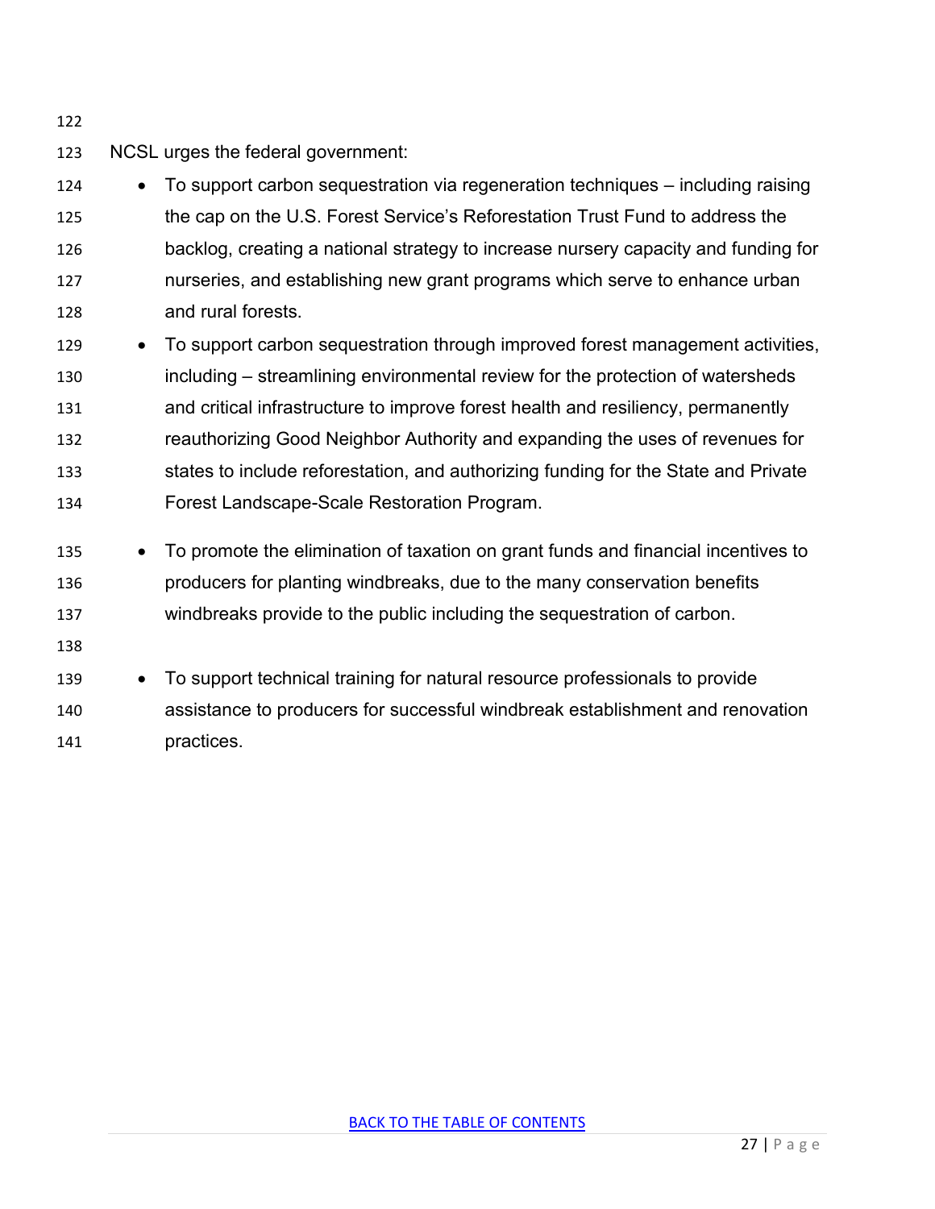NCSL urges the federal government:

- To support carbon sequestration via regeneration techniques – including raising the cap on the U.S. Forest Service's Reforestation Trust Fund to address the backlog, creating a national strategy to increase nursery capacity and funding for nurseries, and establishing new grant programs which serve to enhance urban and rural forests.
- To support carbon sequestration through improved forest management activities, including – streamlining environmental review for the protection of watersheds and critical infrastructure to improve forest health and resiliency, permanently reauthorizing Good Neighbor Authority and expanding the uses of revenues for states to include reforestation, and authorizing funding for the State and Private Forest Landscape-Scale Restoration Program.
- To promote the elimination of taxation on grant funds and financial incentives to producers for planting windbreaks, due to the many conservation benefits windbreaks provide to the public including the sequestration of carbon.
- To support technical training for natural resource professionals to provide assistance to producers for successful windbreak establishment and renovation practices.

BACK TO THE TABLE OF CONTENTS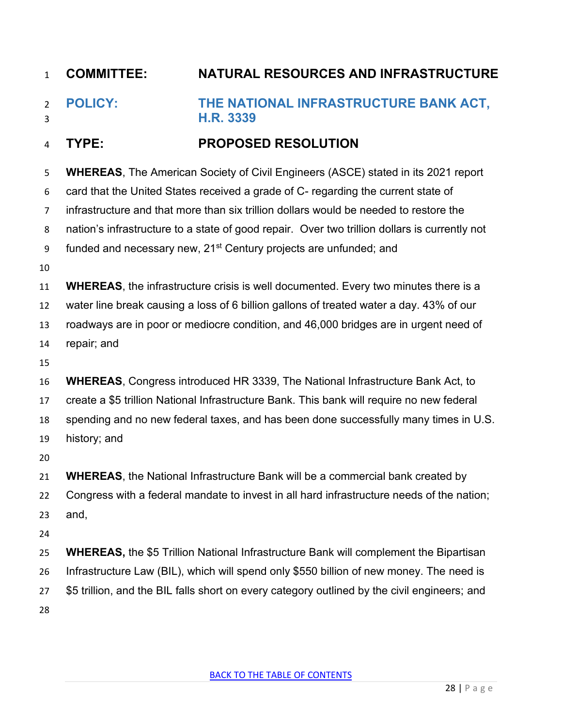**COMMITTEE:** **NATURAL RESOURCES AND INFRASTRUCTURE**

**POLICY:** **THE NATIONAL INFRASTRUCTURE BANK ACT, H.R. 3339**

**TYPE:** **PROPOSED RESOLUTION**

**WHEREAS**, The American Society of Civil Engineers (ASCE) stated in its 2021 report card that the United States received a grade of C- regarding the current state of infrastructure and that more than six trillion dollars would be needed to restore the nation's infrastructure to a state of good repair. Over two trillion dollars is currently not funded and necessary new, 21st Century projects are unfunded; and

**WHEREAS**, the infrastructure crisis is well documented. Every two minutes there is a water line break causing a loss of 6 billion gallons of treated water a day. 43% of our roadways are in poor or mediocre condition, and 46,000 bridges are in urgent need of repair; and

**WHEREAS**, Congress introduced HR 3339, The National Infrastructure Bank Act, to create a $5 trillion National Infrastructure Bank. This bank will require no new federal spending and no new federal taxes, and has been done successfully many times in U.S. history; and

**WHEREAS**, the National Infrastructure Bank will be a commercial bank created by Congress with a federal mandate to invest in all hard infrastructure needs of the nation; and,

**WHEREAS,** the $5 Trillion National Infrastructure Bank will complement the Bipartisan Infrastructure Law (BIL), which will spend only $550 billion of new money. The need is $5 trillion, and the BIL falls short on every category outlined by the civil engineers; and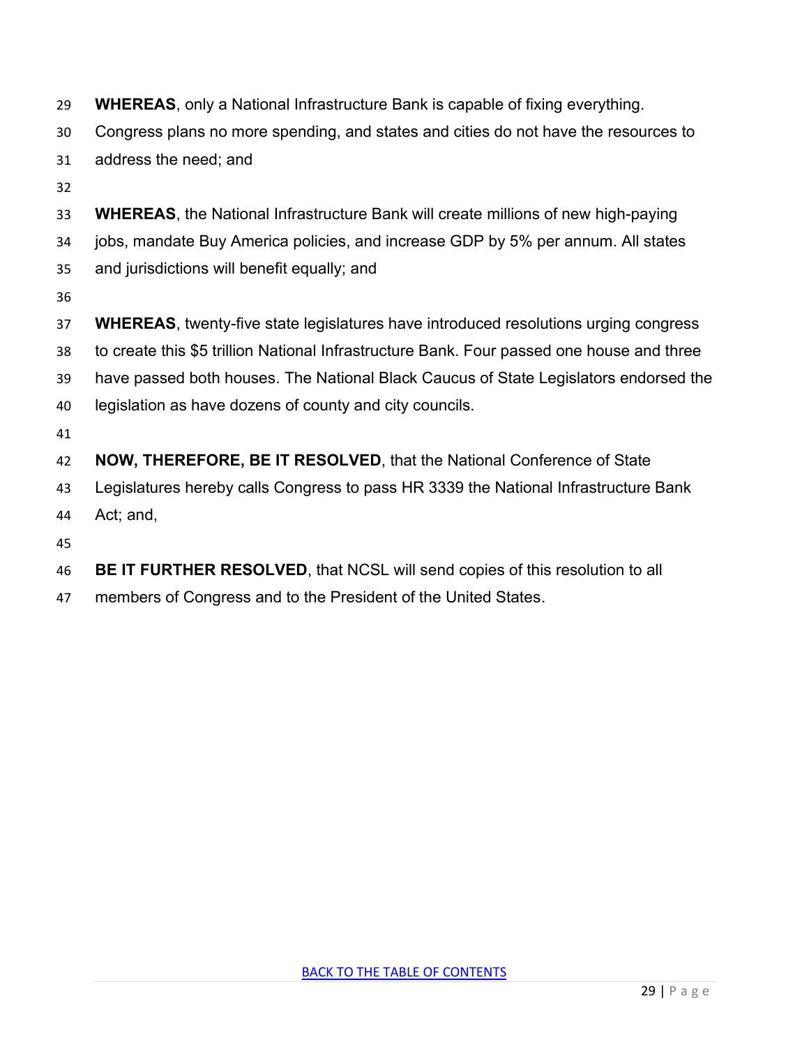**WHEREAS**, only a National Infrastructure Bank is capable of fixing everything. Congress plans no more spending, and states and cities do not have the resources to address the need; and

**WHEREAS**, the National Infrastructure Bank will create millions of new high-paying jobs, mandate Buy America policies, and increase GDP by 5% per annum. All states and jurisdictions will benefit equally; and

**WHEREAS**, twenty-five state legislatures have introduced resolutions urging congress to create this $5 trillion National Infrastructure Bank. Four passed one house and three have passed both houses. The National Black Caucus of State Legislators endorsed the legislation as have dozens of county and city councils.

**NOW, THEREFORE, BE IT RESOLVED**, that the National Conference of State Legislatures hereby calls Congress to pass HR 3339 the National Infrastructure Bank Act; and,

**BE IT FURTHER RESOLVED**, that NCSL will send copies of this resolution to all members of Congress and to the President of the United States.

BACK TO THE TABLE OF CONTENTS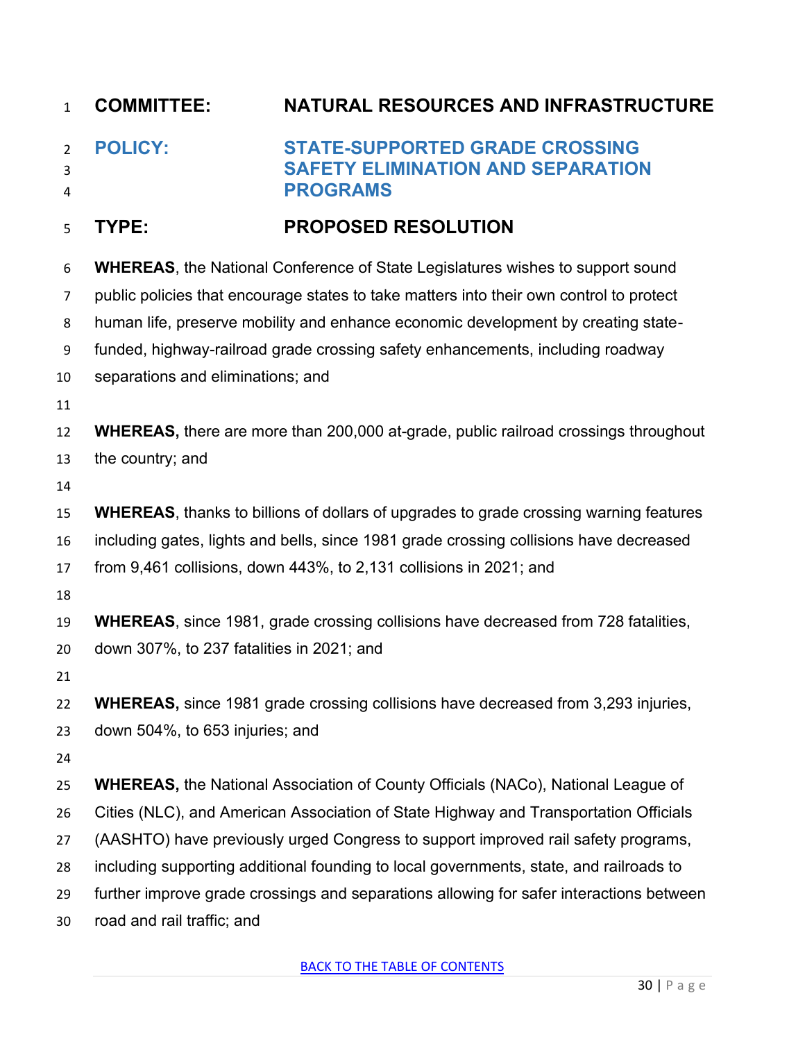**COMMITTEE:** **NATURAL RESOURCES AND INFRASTRUCTURE**

**POLICY:** **STATE-SUPPORTED GRADE CROSSING SAFETY ELIMINATION AND SEPARATION PROGRAMS**

**TYPE:** **PROPOSED RESOLUTION**

**WHEREAS**, the National Conference of State Legislatures wishes to support sound public policies that encourage states to take matters into their own control to protect human life, preserve mobility and enhance economic development by creating state-funded, highway-railroad grade crossing safety enhancements, including roadway separations and eliminations; and

**WHEREAS,** there are more than 200,000 at-grade, public railroad crossings throughout the country; and

**WHEREAS**, thanks to billions of dollars of upgrades to grade crossing warning features including gates, lights and bells, since 1981 grade crossing collisions have decreased from 9,461 collisions, down 443%, to 2,131 collisions in 2021; and

**WHEREAS**, since 1981, grade crossing collisions have decreased from 728 fatalities, down 307%, to 237 fatalities in 2021; and

**WHEREAS,** since 1981 grade crossing collisions have decreased from 3,293 injuries, down 504%, to 653 injuries; and

**WHEREAS,** the National Association of County Officials (NACo), National League of Cities (NLC), and American Association of State Highway and Transportation Officials (AASHTO) have previously urged Congress to support improved rail safety programs, including supporting additional founding to local governments, state, and railroads to further improve grade crossings and separations allowing for safer interactions between road and rail traffic; and

BACK TO THE TABLE OF CONTENTS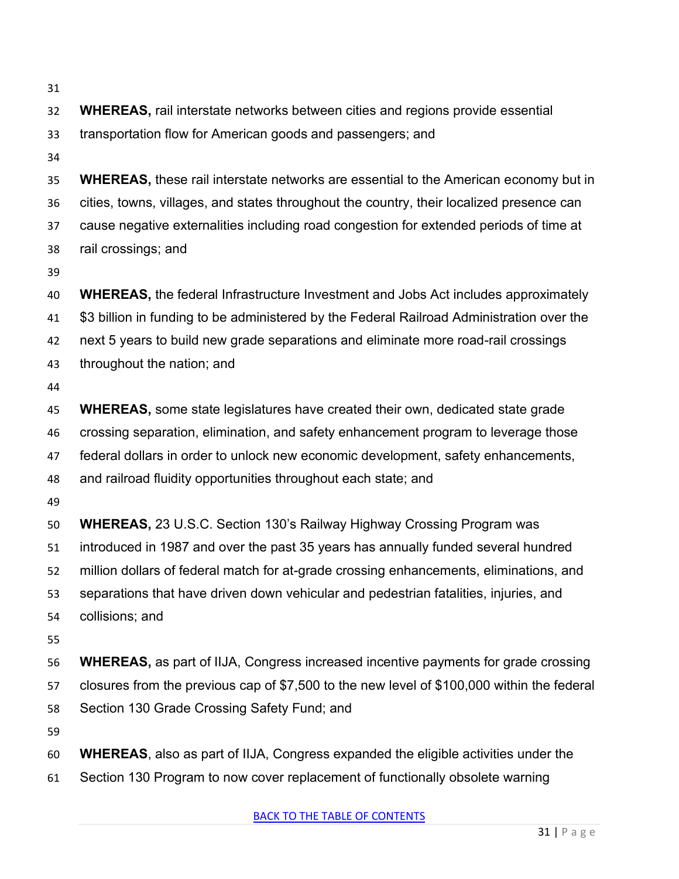**WHEREAS,** rail interstate networks between cities and regions provide essential transportation flow for American goods and passengers; and

**WHEREAS,** these rail interstate networks are essential to the American economy but in cities, towns, villages, and states throughout the country, their localized presence can cause negative externalities including road congestion for extended periods of time at rail crossings; and

**WHEREAS,** the federal Infrastructure Investment and Jobs Act includes approximately $3 billion in funding to be administered by the Federal Railroad Administration over the next 5 years to build new grade separations and eliminate more road-rail crossings throughout the nation; and

**WHEREAS,** some state legislatures have created their own, dedicated state grade crossing separation, elimination, and safety enhancement program to leverage those federal dollars in order to unlock new economic development, safety enhancements, and railroad fluidity opportunities throughout each state; and

**WHEREAS,** 23 U.S.C. Section 130's Railway Highway Crossing Program was introduced in 1987 and over the past 35 years has annually funded several hundred million dollars of federal match for at-grade crossing enhancements, eliminations, and separations that have driven down vehicular and pedestrian fatalities, injuries, and collisions; and

**WHEREAS,** as part of IIJA, Congress increased incentive payments for grade crossing closures from the previous cap of $7,500 to the new level of $100,000 within the federal Section 130 Grade Crossing Safety Fund; and

**WHEREAS**, also as part of IIJA, Congress expanded the eligible activities under the Section 130 Program to now cover replacement of functionally obsolete warning

[BACK TO THE TABLE OF CONTENTS]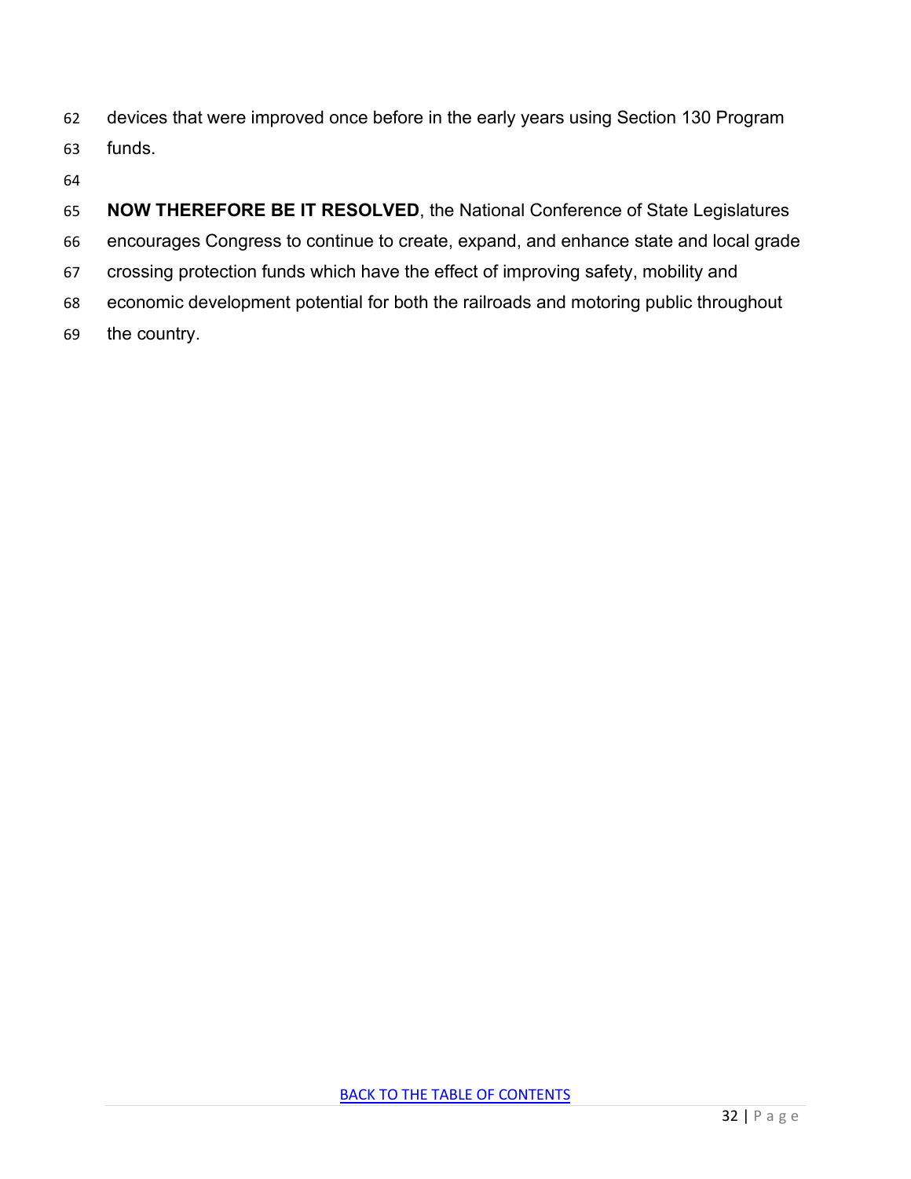devices that were improved once before in the early years using Section 130 Program funds.

**NOW THEREFORE BE IT RESOLVED**, the National Conference of State Legislatures encourages Congress to continue to create, expand, and enhance state and local grade crossing protection funds which have the effect of improving safety, mobility and economic development potential for both the railroads and motoring public throughout the country.

BACK TO THE TABLE OF CONTENTS